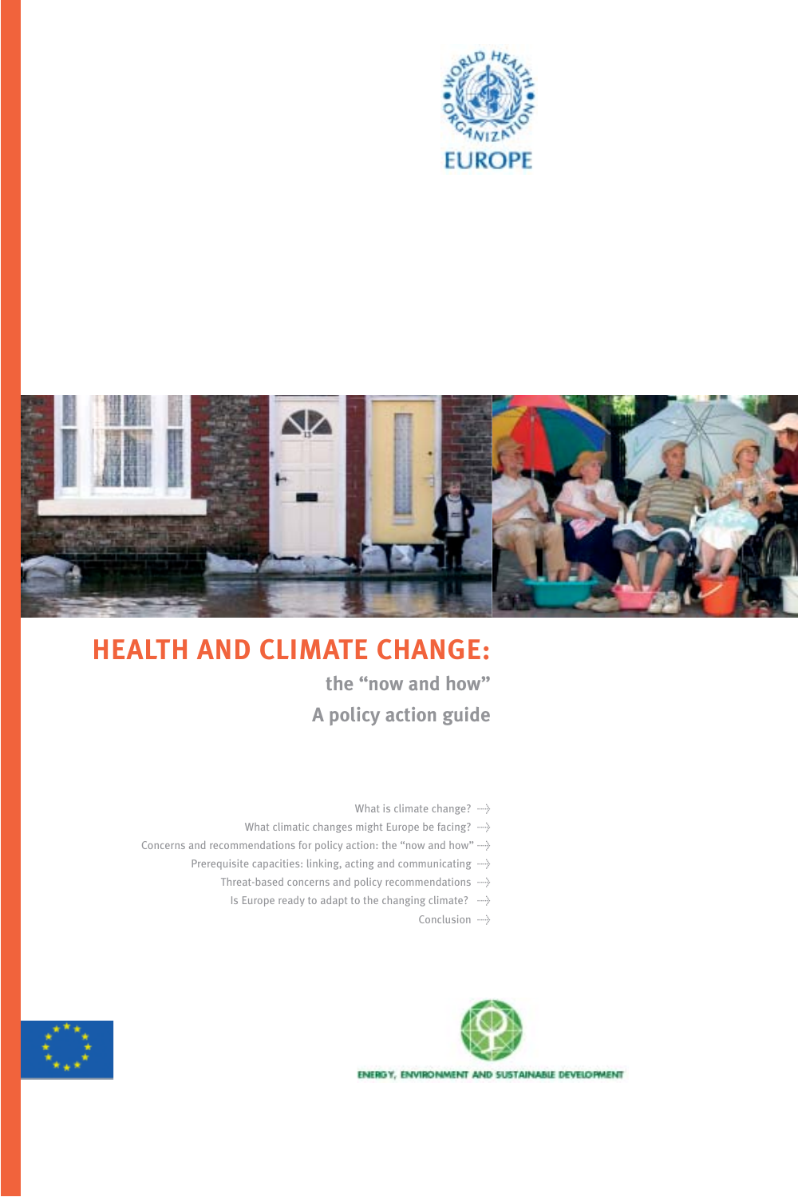WORLD HEALTH ORGANIZATION EUROPE

# HEALTH AND CLIMATE CHANGE:

## the "now and how"

## A policy action guide

- What is climate change?
- What climatic changes might Europe be facing?
- Concerns and recommendations for policy action: the "now and how"
- Prerequisite capacities: linking, acting and communicating
- Threat-based concerns and policy recommendations
- Is Europe ready to adapt to the changing climate?
- Conclusion

ENERGY, ENVIRONMENT AND SUSTAINABLE DEVELOPMENT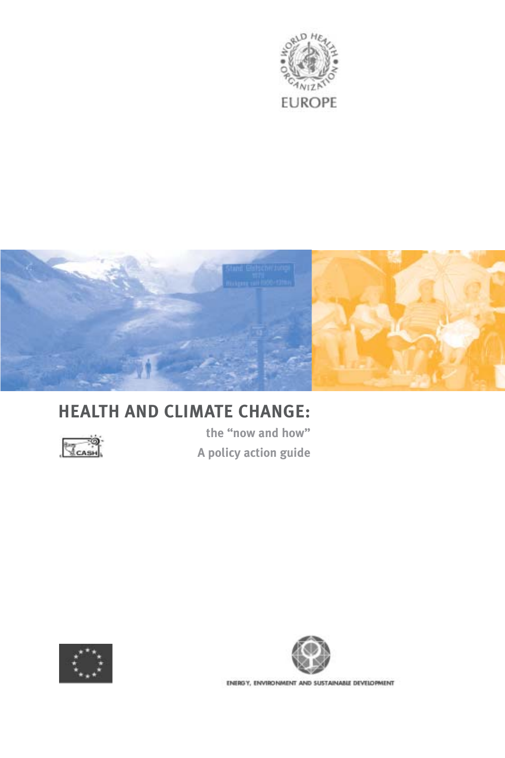EUROPE

# HEALTH AND CLIMATE CHANGE:

## the "now and how"

## A policy action guide

CASH

ENERGY, ENVIRONMENT AND SUSTAINABLE DEVELOPMENT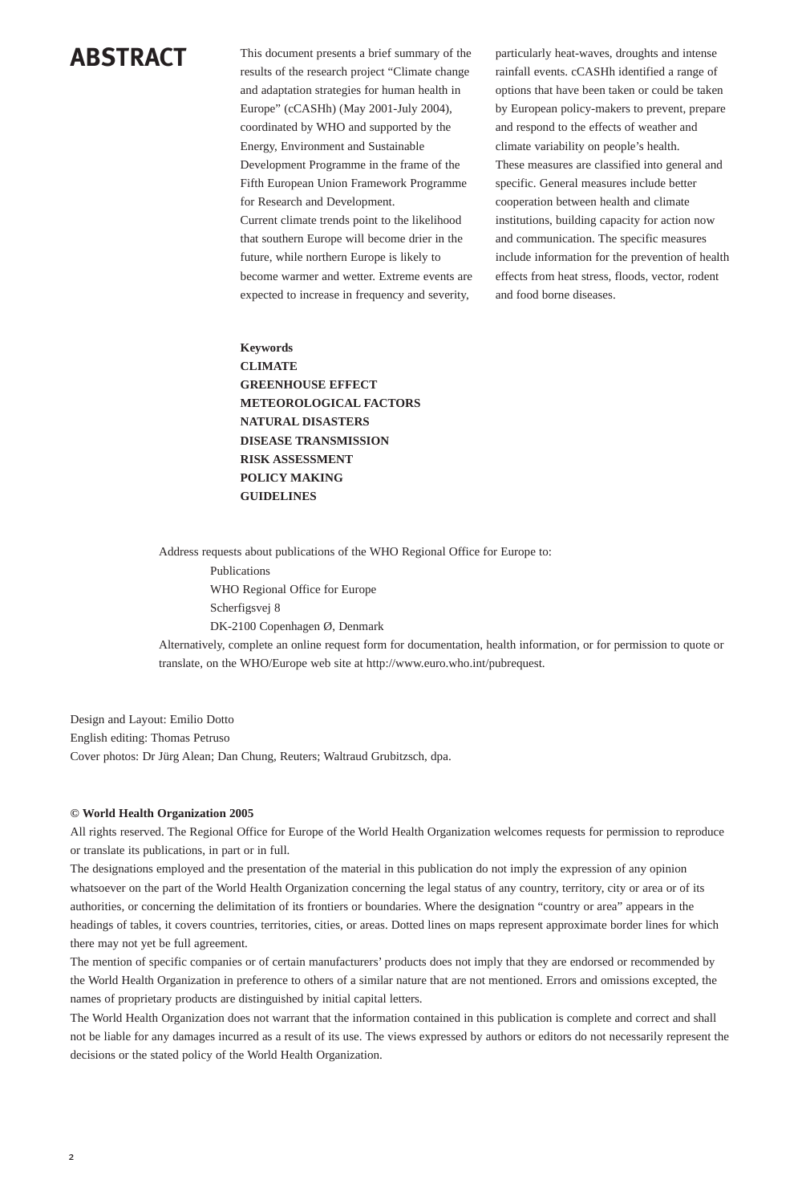# ABSTRACT

This document presents a brief summary of the results of the research project "Climate change and adaptation strategies for human health in Europe" (cCASHh) (May 2001-July 2004), coordinated by WHO and supported by the Energy, Environment and Sustainable Development Programme in the frame of the Fifth European Union Framework Programme for Research and Development.

Current climate trends point to the likelihood that southern Europe will become drier in the future, while northern Europe is likely to become warmer and wetter. Extreme events are expected to increase in frequency and severity, particularly heat-waves, droughts and intense rainfall events. cCASHh identified a range of options that have been taken or could be taken by European policy-makers to prevent, prepare and respond to the effects of weather and climate variability on people's health.

These measures are classified into general and specific. General measures include better cooperation between health and climate institutions, building capacity for action now and communication. The specific measures include information for the prevention of health effects from heat stress, floods, vector, rodent and food borne diseases.

**Keywords**
**CLIMATE**
**GREENHOUSE EFFECT**
**METEOROLOGICAL FACTORS**
**NATURAL DISASTERS**
**DISEASE TRANSMISSION**
**RISK ASSESSMENT**
**POLICY MAKING**
**GUIDELINES**

Address requests about publications of the WHO Regional Office for Europe to:

Publications
WHO Regional Office for Europe
Scherfigsvej 8
DK-2100 Copenhagen Ø, Denmark

Alternatively, complete an online request form for documentation, health information, or for permission to quote or translate, on the WHO/Europe web site at http://www.euro.who.int/pubrequest.

Design and Layout: Emilio Dotto
English editing: Thomas Petruso
Cover photos: Dr Jürg Alean; Dan Chung, Reuters; Waltraud Grubitzsch, dpa.

**© World Health Organization 2005**

All rights reserved. The Regional Office for Europe of the World Health Organization welcomes requests for permission to reproduce or translate its publications, in part or in full.

The designations employed and the presentation of the material in this publication do not imply the expression of any opinion whatsoever on the part of the World Health Organization concerning the legal status of any country, territory, city or area or of its authorities, or concerning the delimitation of its frontiers or boundaries. Where the designation "country or area" appears in the headings of tables, it covers countries, territories, cities, or areas. Dotted lines on maps represent approximate border lines for which there may not yet be full agreement.

The mention of specific companies or of certain manufacturers' products does not imply that they are endorsed or recommended by the World Health Organization in preference to others of a similar nature that are not mentioned. Errors and omissions excepted, the names of proprietary products are distinguished by initial capital letters.

The World Health Organization does not warrant that the information contained in this publication is complete and correct and shall not be liable for any damages incurred as a result of its use. The views expressed by authors or editors do not necessarily represent the decisions or the stated policy of the World Health Organization.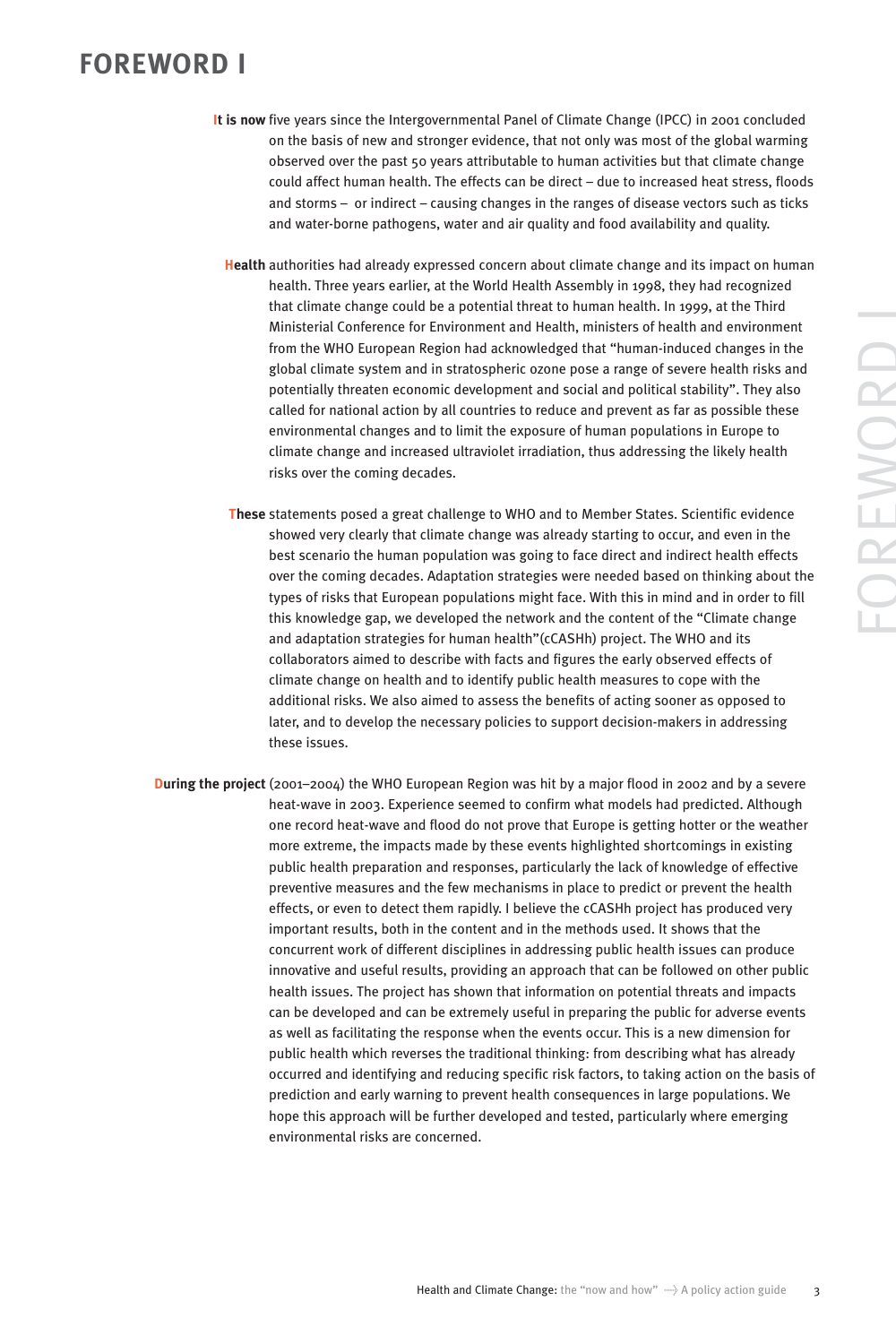# FOREWORD I

**It is now** five years since the Intergovernmental Panel of Climate Change (IPCC) in 2001 concluded on the basis of new and stronger evidence, that not only was most of the global warming observed over the past 50 years attributable to human activities but that climate change could affect human health. The effects can be direct – due to increased heat stress, floods and storms – or indirect – causing changes in the ranges of disease vectors such as ticks and water-borne pathogens, water and air quality and food availability and quality.

**Health** authorities had already expressed concern about climate change and its impact on human health. Three years earlier, at the World Health Assembly in 1998, they had recognized that climate change could be a potential threat to human health. In 1999, at the Third Ministerial Conference for Environment and Health, ministers of health and environment from the WHO European Region had acknowledged that "human-induced changes in the global climate system and in stratospheric ozone pose a range of severe health risks and potentially threaten economic development and social and political stability". They also called for national action by all countries to reduce and prevent as far as possible these environmental changes and to limit the exposure of human populations in Europe to climate change and increased ultraviolet irradiation, thus addressing the likely health risks over the coming decades.

**These** statements posed a great challenge to WHO and to Member States. Scientific evidence showed very clearly that climate change was already starting to occur, and even in the best scenario the human population was going to face direct and indirect health effects over the coming decades. Adaptation strategies were needed based on thinking about the types of risks that European populations might face. With this in mind and in order to fill this knowledge gap, we developed the network and the content of the "Climate change and adaptation strategies for human health"(cCASHh) project. The WHO and its collaborators aimed to describe with facts and figures the early observed effects of climate change on health and to identify public health measures to cope with the additional risks. We also aimed to assess the benefits of acting sooner as opposed to later, and to develop the necessary policies to support decision-makers in addressing these issues.

**During the project** (2001–2004) the WHO European Region was hit by a major flood in 2002 and by a severe heat-wave in 2003. Experience seemed to confirm what models had predicted. Although one record heat-wave and flood do not prove that Europe is getting hotter or the weather more extreme, the impacts made by these events highlighted shortcomings in existing public health preparation and responses, particularly the lack of knowledge of effective preventive measures and the few mechanisms in place to predict or prevent the health effects, or even to detect them rapidly. I believe the cCASHh project has produced very important results, both in the content and in the methods used. It shows that the concurrent work of different disciplines in addressing public health issues can produce innovative and useful results, providing an approach that can be followed on other public health issues. The project has shown that information on potential threats and impacts can be developed and can be extremely useful in preparing the public for adverse events as well as facilitating the response when the events occur. This is a new dimension for public health which reverses the traditional thinking: from describing what has already occurred and identifying and reducing specific risk factors, to taking action on the basis of prediction and early warning to prevent health consequences in large populations. We hope this approach will be further developed and tested, particularly where emerging environmental risks are concerned.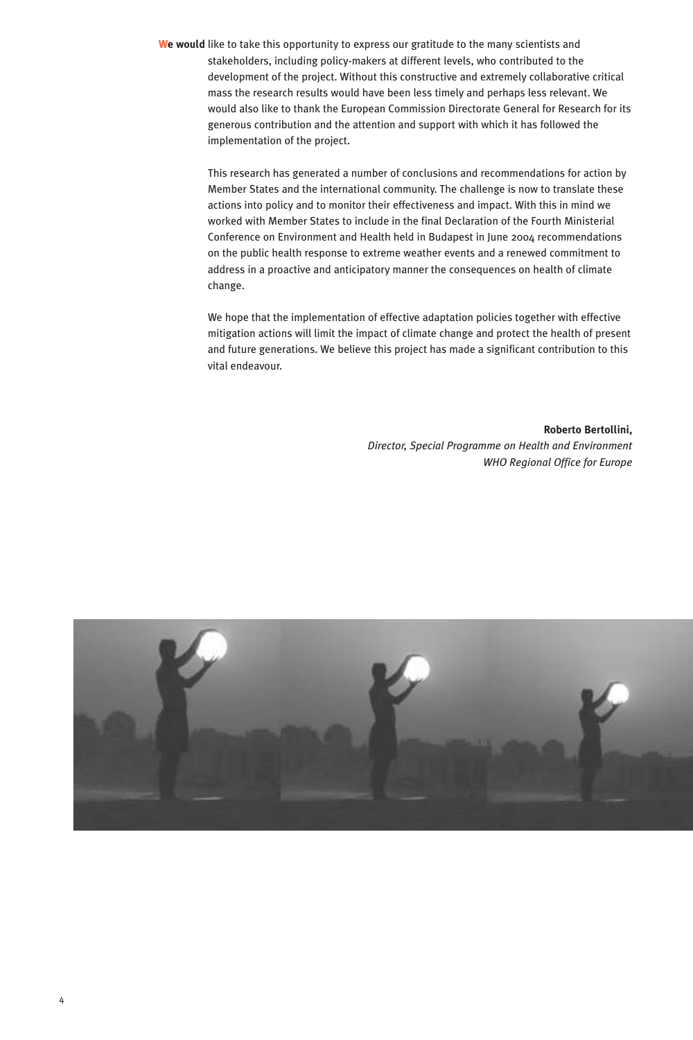**We would** like to take this opportunity to express our gratitude to the many scientists and stakeholders, including policy-makers at different levels, who contributed to the development of the project. Without this constructive and extremely collaborative critical mass the research results would have been less timely and perhaps less relevant. We would also like to thank the European Commission Directorate General for Research for its generous contribution and the attention and support with which it has followed the implementation of the project.

This research has generated a number of conclusions and recommendations for action by Member States and the international community. The challenge is now to translate these actions into policy and to monitor their effectiveness and impact. With this in mind we worked with Member States to include in the final Declaration of the Fourth Ministerial Conference on Environment and Health held in Budapest in June 2004 recommendations on the public health response to extreme weather events and a renewed commitment to address in a proactive and anticipatory manner the consequences on health of climate change.

We hope that the implementation of effective adaptation policies together with effective mitigation actions will limit the impact of climate change and protect the health of present and future generations. We believe this project has made a significant contribution to this vital endeavour.

**Roberto Bertollini,**
*Director, Special Programme on Health and Environment*
*WHO Regional Office for Europe*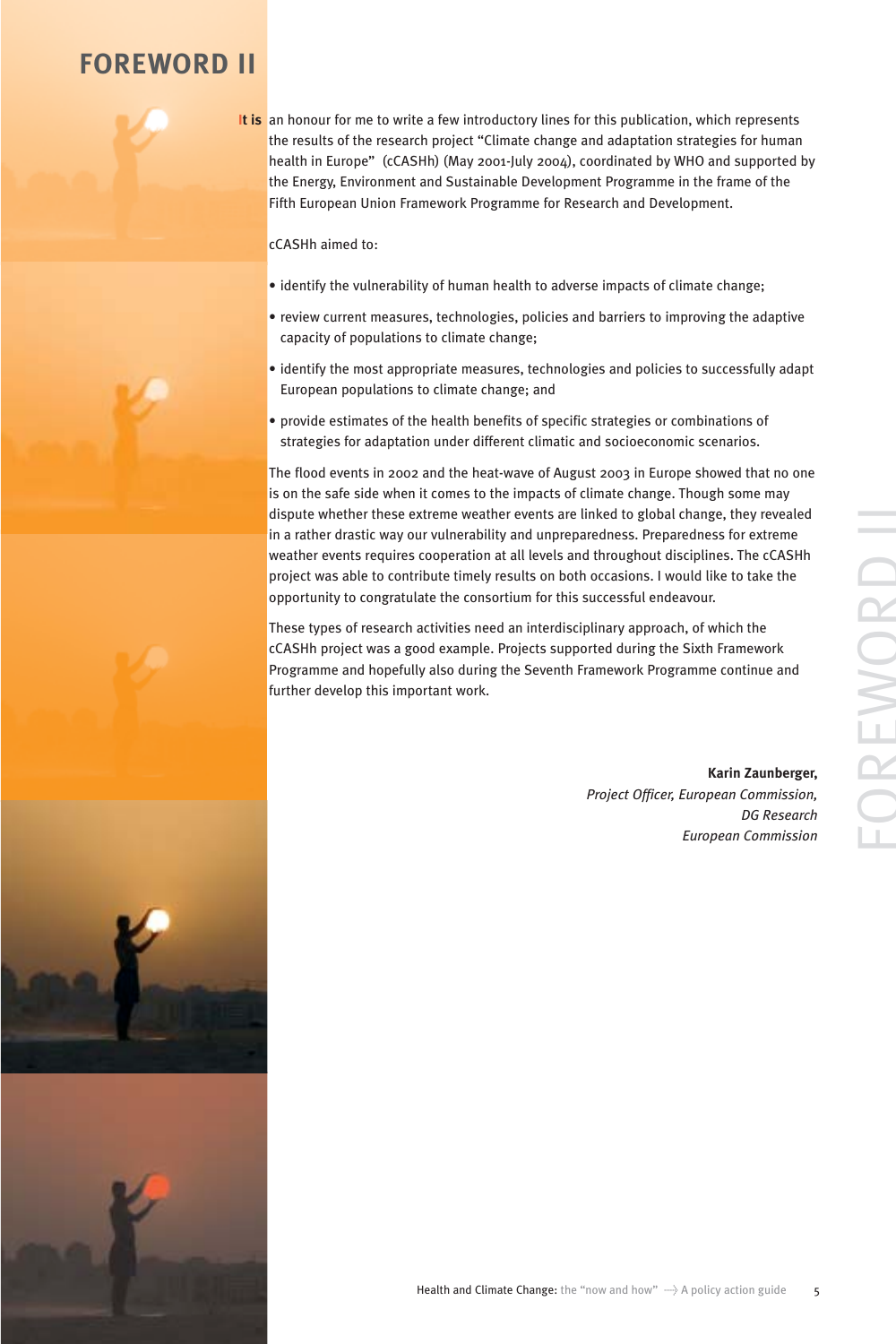# FOREWORD II

It is an honour for me to write a few introductory lines for this publication, which represents the results of the research project "Climate change and adaptation strategies for human health in Europe" (cCASHh) (May 2001-July 2004), coordinated by WHO and supported by the Energy, Environment and Sustainable Development Programme in the frame of the Fifth European Union Framework Programme for Research and Development.

cCASHh aimed to:

- identify the vulnerability of human health to adverse impacts of climate change;
- review current measures, technologies, policies and barriers to improving the adaptive capacity of populations to climate change;
- identify the most appropriate measures, technologies and policies to successfully adapt European populations to climate change; and
- provide estimates of the health benefits of specific strategies or combinations of strategies for adaptation under different climatic and socioeconomic scenarios.

The flood events in 2002 and the heat-wave of August 2003 in Europe showed that no one is on the safe side when it comes to the impacts of climate change. Though some may dispute whether these extreme weather events are linked to global change, they revealed in a rather drastic way our vulnerability and unpreparedness. Preparedness for extreme weather events requires cooperation at all levels and throughout disciplines. The cCASHh project was able to contribute timely results on both occasions. I would like to take the opportunity to congratulate the consortium for this successful endeavour.

These types of research activities need an interdisciplinary approach, of which the cCASHh project was a good example. Projects supported during the Sixth Framework Programme and hopefully also during the Seventh Framework Programme continue and further develop this important work.

**Karin Zaunberger,**
*Project Officer, European Commission,*
*DG Research*
*European Commission*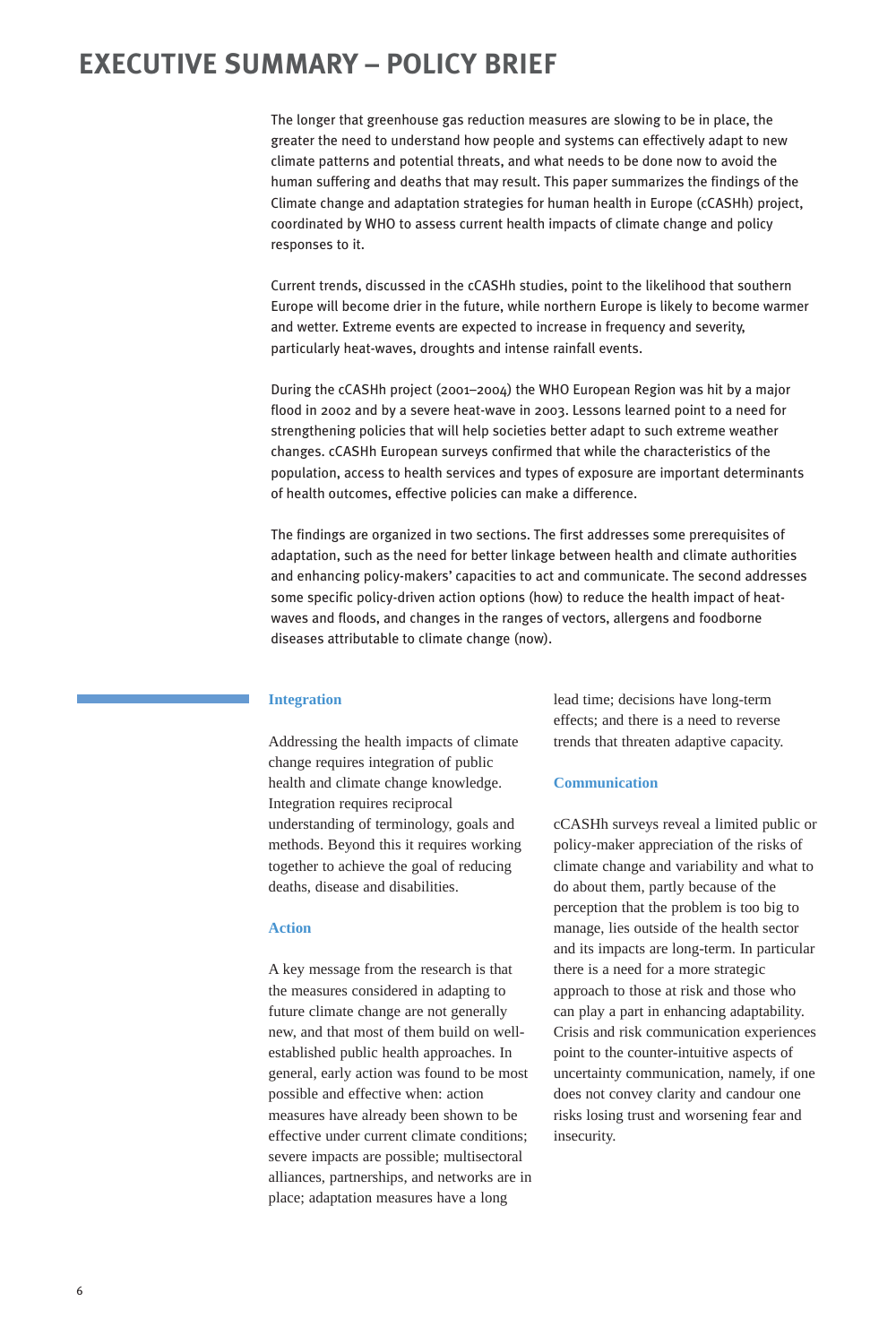# EXECUTIVE SUMMARY – POLICY BRIEF

The longer that greenhouse gas reduction measures are slowing to be in place, the greater the need to understand how people and systems can effectively adapt to new climate patterns and potential threats, and what needs to be done now to avoid the human suffering and deaths that may result. This paper summarizes the findings of the Climate change and adaptation strategies for human health in Europe (cCASHh) project, coordinated by WHO to assess current health impacts of climate change and policy responses to it.

Current trends, discussed in the cCASHh studies, point to the likelihood that southern Europe will become drier in the future, while northern Europe is likely to become warmer and wetter. Extreme events are expected to increase in frequency and severity, particularly heat-waves, droughts and intense rainfall events.

During the cCASHh project (2001–2004) the WHO European Region was hit by a major flood in 2002 and by a severe heat-wave in 2003. Lessons learned point to a need for strengthening policies that will help societies better adapt to such extreme weather changes. cCASHh European surveys confirmed that while the characteristics of the population, access to health services and types of exposure are important determinants of health outcomes, effective policies can make a difference.

The findings are organized in two sections. The first addresses some prerequisites of adaptation, such as the need for better linkage between health and climate authorities and enhancing policy-makers' capacities to act and communicate. The second addresses some specific policy-driven action options (how) to reduce the health impact of heat-waves and floods, and changes in the ranges of vectors, allergens and foodborne diseases attributable to climate change (now).

### Integration

Addressing the health impacts of climate change requires integration of public health and climate change knowledge. Integration requires reciprocal understanding of terminology, goals and methods. Beyond this it requires working together to achieve the goal of reducing deaths, disease and disabilities.

### Action

A key message from the research is that the measures considered in adapting to future climate change are not generally new, and that most of them build on well-established public health approaches. In general, early action was found to be most possible and effective when: action measures have already been shown to be effective under current climate conditions; severe impacts are possible; multisectoral alliances, partnerships, and networks are in place; adaptation measures have a long lead time; decisions have long-term effects; and there is a need to reverse trends that threaten adaptive capacity.

### Communication

cCASHh surveys reveal a limited public or policy-maker appreciation of the risks of climate change and variability and what to do about them, partly because of the perception that the problem is too big to manage, lies outside of the health sector and its impacts are long-term. In particular there is a need for a more strategic approach to those at risk and those who can play a part in enhancing adaptability. Crisis and risk communication experiences point to the counter-intuitive aspects of uncertainty communication, namely, if one does not convey clarity and candour one risks losing trust and worsening fear and insecurity.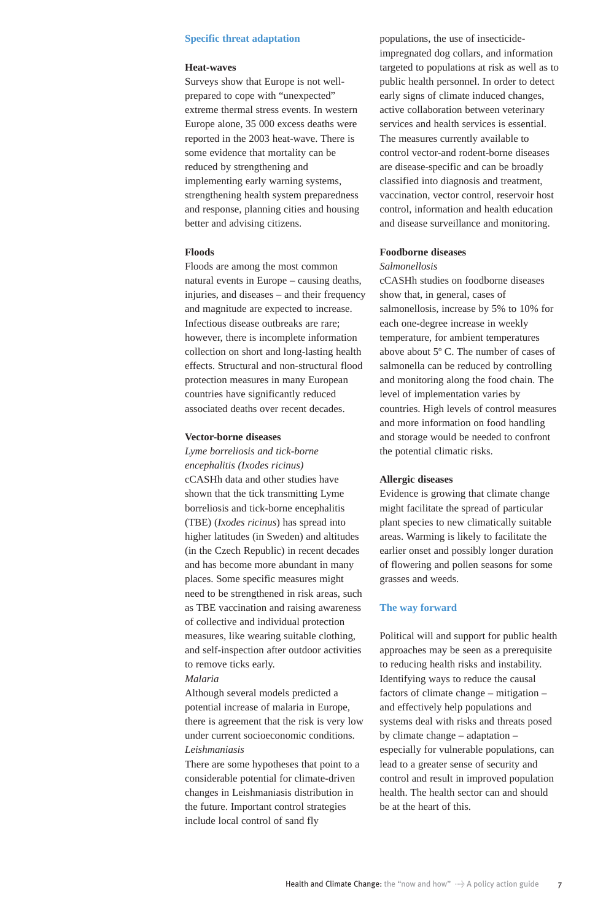## Specific threat adaptation

### Heat-waves

Surveys show that Europe is not well-prepared to cope with "unexpected" extreme thermal stress events. In western Europe alone, 35 000 excess deaths were reported in the 2003 heat-wave. There is some evidence that mortality can be reduced by strengthening and implementing early warning systems, strengthening health system preparedness and response, planning cities and housing better and advising citizens.

### Floods

Floods are among the most common natural events in Europe – causing deaths, injuries, and diseases – and their frequency and magnitude are expected to increase. Infectious disease outbreaks are rare; however, there is incomplete information collection on short and long-lasting health effects. Structural and non-structural flood protection measures in many European countries have significantly reduced associated deaths over recent decades.

### Vector-borne diseases

*Lyme borreliosis and tick-borne encephalitis (Ixodes ricinus)*

cCASHh data and other studies have shown that the tick transmitting Lyme borreliosis and tick-borne encephalitis (TBE) (*Ixodes ricinus*) has spread into higher latitudes (in Sweden) and altitudes (in the Czech Republic) in recent decades and has become more abundant in many places. Some specific measures might need to be strengthened in risk areas, such as TBE vaccination and raising awareness of collective and individual protection measures, like wearing suitable clothing, and self-inspection after outdoor activities to remove ticks early.

*Malaria*

Although several models predicted a potential increase of malaria in Europe, there is agreement that the risk is very low under current socioeconomic conditions.

*Leishmaniasis*

There are some hypotheses that point to a considerable potential for climate-driven changes in Leishmaniasis distribution in the future. Important control strategies include local control of sand fly populations, the use of insecticide-impregnated dog collars, and information targeted to populations at risk as well as to public health personnel. In order to detect early signs of climate induced changes, active collaboration between veterinary services and health services is essential. The measures currently available to control vector-and rodent-borne diseases are disease-specific and can be broadly classified into diagnosis and treatment, vaccination, vector control, reservoir host control, information and health education and disease surveillance and monitoring.

### Foodborne diseases

*Salmonellosis*

cCASHh studies on foodborne diseases show that, in general, cases of salmonellosis, increase by 5% to 10% for each one-degree increase in weekly temperature, for ambient temperatures above about 5º C. The number of cases of salmonella can be reduced by controlling and monitoring along the food chain. The level of implementation varies by countries. High levels of control measures and more information on food handling and storage would be needed to confront the potential climatic risks.

### Allergic diseases

Evidence is growing that climate change might facilitate the spread of particular plant species to new climatically suitable areas. Warming is likely to facilitate the earlier onset and possibly longer duration of flowering and pollen seasons for some grasses and weeds.

## The way forward

Political will and support for public health approaches may be seen as a prerequisite to reducing health risks and instability. Identifying ways to reduce the causal factors of climate change – mitigation – and effectively help populations and systems deal with risks and threats posed by climate change – adaptation – especially for vulnerable populations, can lead to a greater sense of security and control and result in improved population health. The health sector can and should be at the heart of this.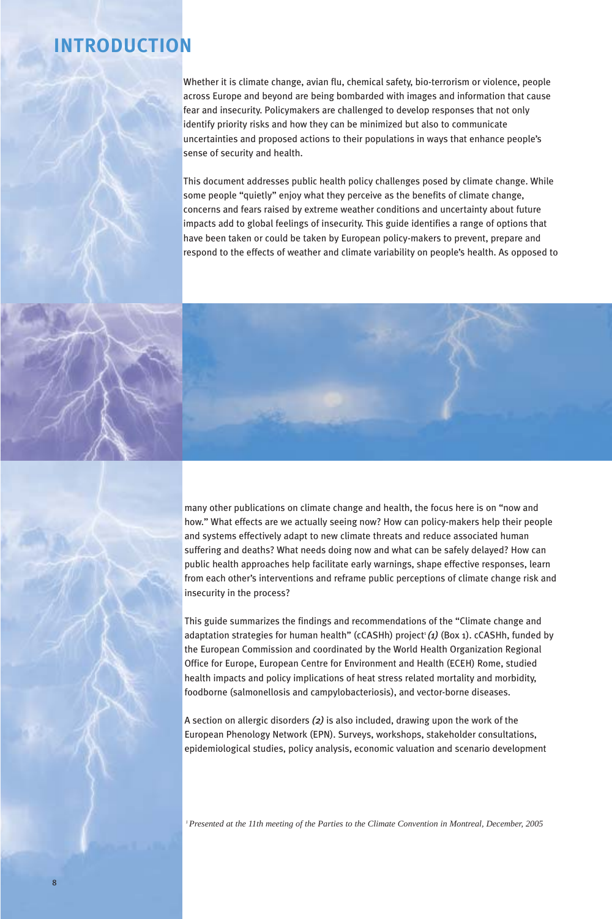# INTRODUCTION

Whether it is climate change, avian flu, chemical safety, bio-terrorism or violence, people across Europe and beyond are being bombarded with images and information that cause fear and insecurity. Policymakers are challenged to develop responses that not only identify priority risks and how they can be minimized but also to communicate uncertainties and proposed actions to their populations in ways that enhance people's sense of security and health.

This document addresses public health policy challenges posed by climate change. While some people "quietly" enjoy what they perceive as the benefits of climate change, concerns and fears raised by extreme weather conditions and uncertainty about future impacts add to global feelings of insecurity. This guide identifies a range of options that have been taken or could be taken by European policy-makers to prevent, prepare and respond to the effects of weather and climate variability on people's health. As opposed to many other publications on climate change and health, the focus here is on "now and how." What effects are we actually seeing now? How can policy-makers help their people and systems effectively adapt to new climate threats and reduce associated human suffering and deaths? What needs doing now and what can be safely delayed? How can public health approaches help facilitate early warnings, shape effective responses, learn from each other's interventions and reframe public perceptions of climate change risk and insecurity in the process?

This guide summarizes the findings and recommendations of the "Climate change and adaptation strategies for human health" (cCASHh) project[1] *(1)* (Box 1). cCASHh, funded by the European Commission and coordinated by the World Health Organization Regional Office for Europe, European Centre for Environment and Health (ECEH) Rome, studied health impacts and policy implications of heat stress related mortality and morbidity, foodborne (salmonellosis and campylobacteriosis), and vector-borne diseases.

A section on allergic disorders *(2)* is also included, drawing upon the work of the European Phenology Network (EPN). Surveys, workshops, stakeholder consultations, epidemiological studies, policy analysis, economic valuation and scenario development

[1] *Presented at the 11th meeting of the Parties to the Climate Convention in Montreal, December, 2005*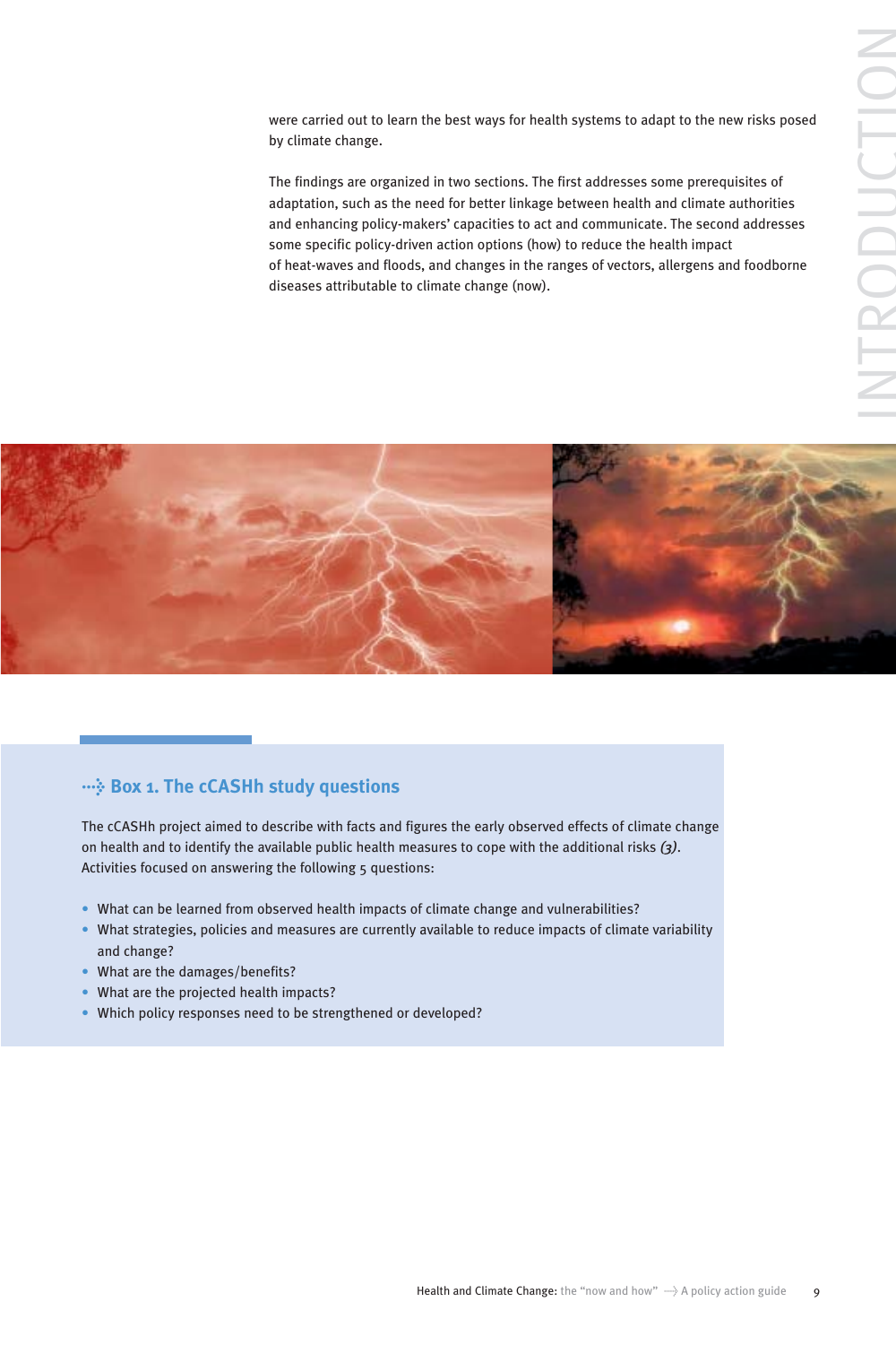were carried out to learn the best ways for health systems to adapt to the new risks posed by climate change.

The findings are organized in two sections. The first addresses some prerequisites of adaptation, such as the need for better linkage between health and climate authorities and enhancing policy-makers' capacities to act and communicate. The second addresses some specific policy-driven action options (how) to reduce the health impact of heat-waves and floods, and changes in the ranges of vectors, allergens and foodborne diseases attributable to climate change (now).

### Box 1. The cCASHh study questions

The cCASHh project aimed to describe with facts and figures the early observed effects of climate change on health and to identify the available public health measures to cope with the additional risks *(3)*. Activities focused on answering the following 5 questions:

- What can be learned from observed health impacts of climate change and vulnerabilities?
- What strategies, policies and measures are currently available to reduce impacts of climate variability and change?
- What are the damages/benefits?
- What are the projected health impacts?
- Which policy responses need to be strengthened or developed?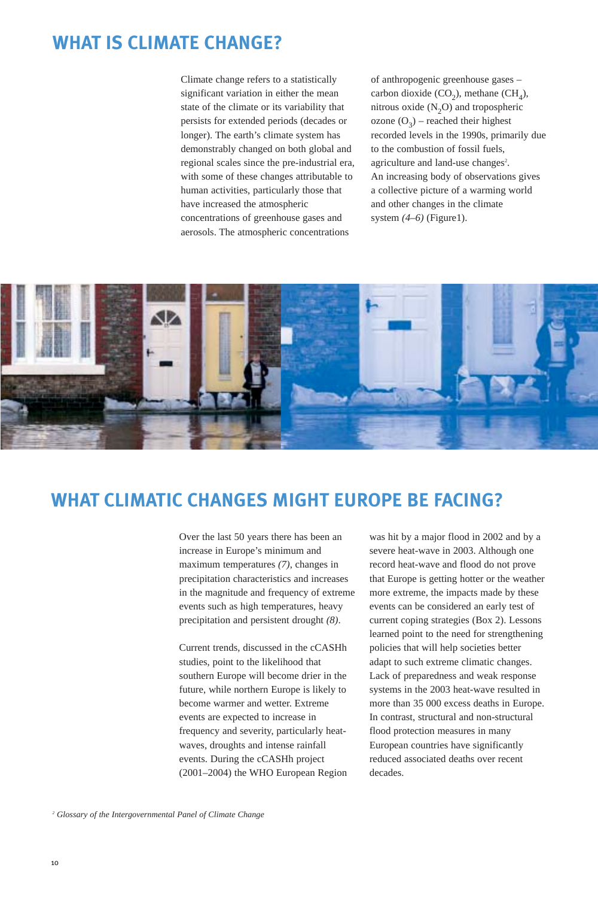# WHAT IS CLIMATE CHANGE?

Climate change refers to a statistically significant variation in either the mean state of the climate or its variability that persists for extended periods (decades or longer). The earth's climate system has demonstrably changed on both global and regional scales since the pre-industrial era, with some of these changes attributable to human activities, particularly those that have increased the atmospheric concentrations of greenhouse gases and aerosols. The atmospheric concentrations of anthropogenic greenhouse gases – carbon dioxide ($CO_2$), methane ($CH_4$), nitrous oxide ($N_2O$) and tropospheric ozone ($O_3$) – reached their highest recorded levels in the 1990s, primarily due to the combustion of fossil fuels, agriculture and land-use changes[2]. An increasing body of observations gives a collective picture of a warming world and other changes in the climate system *(4–6)* (Figure1).

# WHAT CLIMATIC CHANGES MIGHT EUROPE BE FACING?

Over the last 50 years there has been an increase in Europe's minimum and maximum temperatures *(7)*, changes in precipitation characteristics and increases in the magnitude and frequency of extreme events such as high temperatures, heavy precipitation and persistent drought *(8)*.

Current trends, discussed in the cCASHh studies, point to the likelihood that southern Europe will become drier in the future, while northern Europe is likely to become warmer and wetter. Extreme events are expected to increase in frequency and severity, particularly heat-waves, droughts and intense rainfall events. During the cCASHh project (2001–2004) the WHO European Region was hit by a major flood in 2002 and by a severe heat-wave in 2003. Although one record heat-wave and flood do not prove that Europe is getting hotter or the weather more extreme, the impacts made by these events can be considered an early test of current coping strategies (Box 2). Lessons learned point to the need for strengthening policies that will help societies better adapt to such extreme climatic changes. Lack of preparedness and weak response systems in the 2003 heat-wave resulted in more than 35 000 excess deaths in Europe. In contrast, structural and non-structural flood protection measures in many European countries have significantly reduced associated deaths over recent decades.

[2] *Glossary of the Intergovernmental Panel of Climate Change*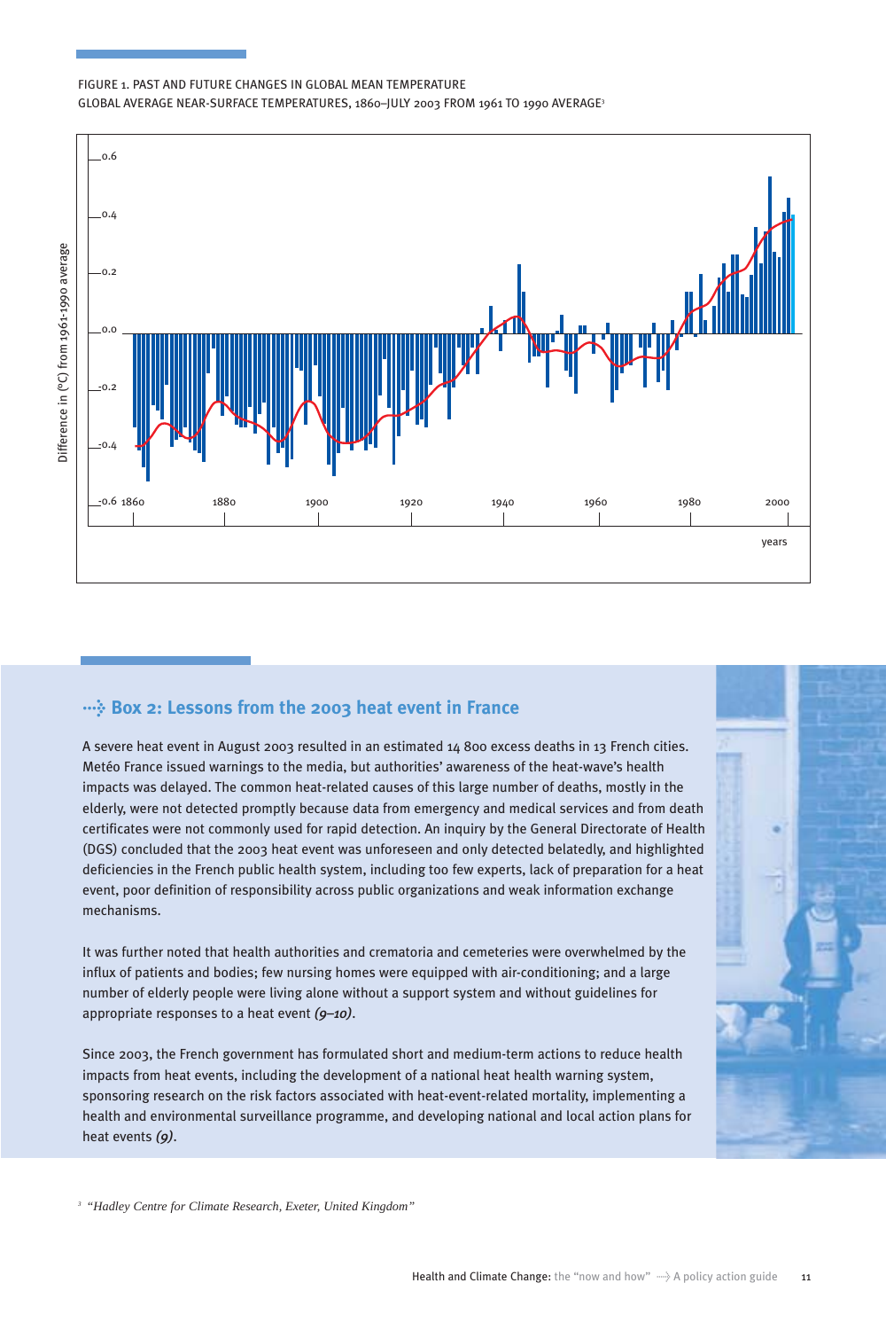FIGURE 1. PAST AND FUTURE CHANGES IN GLOBAL MEAN TEMPERATURE
GLOBAL AVERAGE NEAR-SURFACE TEMPERATURES, 1860–JULY 2003 FROM 1961 TO 1990 AVERAGE[3]

## ···➤ Box 2: Lessons from the 2003 heat event in France

A severe heat event in August 2003 resulted in an estimated 14 800 excess deaths in 13 French cities. Metéo France issued warnings to the media, but authorities' awareness of the heat-wave's health impacts was delayed. The common heat-related causes of this large number of deaths, mostly in the elderly, were not detected promptly because data from emergency and medical services and from death certificates were not commonly used for rapid detection. An inquiry by the General Directorate of Health (DGS) concluded that the 2003 heat event was unforeseen and only detected belatedly, and highlighted deficiencies in the French public health system, including too few experts, lack of preparation for a heat event, poor definition of responsibility across public organizations and weak information exchange mechanisms.

It was further noted that health authorities and crematoria and cemeteries were overwhelmed by the influx of patients and bodies; few nursing homes were equipped with air-conditioning; and a large number of elderly people were living alone without a support system and without guidelines for appropriate responses to a heat event ***(9–10)***.

Since 2003, the French government has formulated short and medium-term actions to reduce health impacts from heat events, including the development of a national heat health warning system, sponsoring research on the risk factors associated with heat-event-related mortality, implementing a health and environmental surveillance programme, and developing national and local action plans for heat events ***(9)***.

[3] *"Hadley Centre for Climate Research, Exeter, United Kingdom"*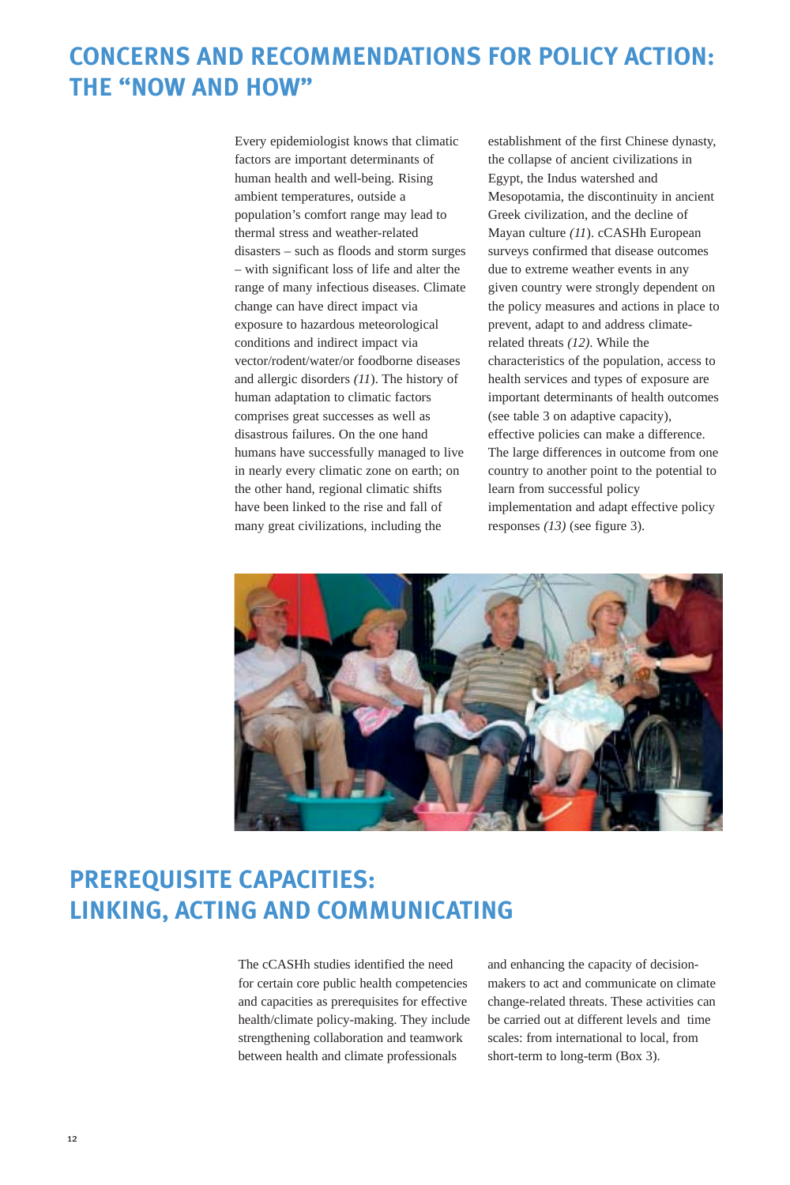# CONCERNS AND RECOMMENDATIONS FOR POLICY ACTION: THE "NOW AND HOW"

Every epidemiologist knows that climatic factors are important determinants of human health and well-being. Rising ambient temperatures, outside a population's comfort range may lead to thermal stress and weather-related disasters – such as floods and storm surges – with significant loss of life and alter the range of many infectious diseases. Climate change can have direct impact via exposure to hazardous meteorological conditions and indirect impact via vector/rodent/water/or foodborne diseases and allergic disorders *(11)*. The history of human adaptation to climatic factors comprises great successes as well as disastrous failures. On the one hand humans have successfully managed to live in nearly every climatic zone on earth; on the other hand, regional climatic shifts have been linked to the rise and fall of many great civilizations, including the establishment of the first Chinese dynasty, the collapse of ancient civilizations in Egypt, the Indus watershed and Mesopotamia, the discontinuity in ancient Greek civilization, and the decline of Mayan culture *(11)*. cCASHh European surveys confirmed that disease outcomes due to extreme weather events in any given country were strongly dependent on the policy measures and actions in place to prevent, adapt to and address climate-related threats *(12)*. While the characteristics of the population, access to health services and types of exposure are important determinants of health outcomes (see table 3 on adaptive capacity), effective policies can make a difference. The large differences in outcome from one country to another point to the potential to learn from successful policy implementation and adapt effective policy responses *(13)* (see figure 3).

# PREREQUISITE CAPACITIES: LINKING, ACTING AND COMMUNICATING

The cCASHh studies identified the need for certain core public health competencies and capacities as prerequisites for effective health/climate policy-making. They include strengthening collaboration and teamwork between health and climate professionals and enhancing the capacity of decision-makers to act and communicate on climate change-related threats. These activities can be carried out at different levels and time scales: from international to local, from short-term to long-term (Box 3).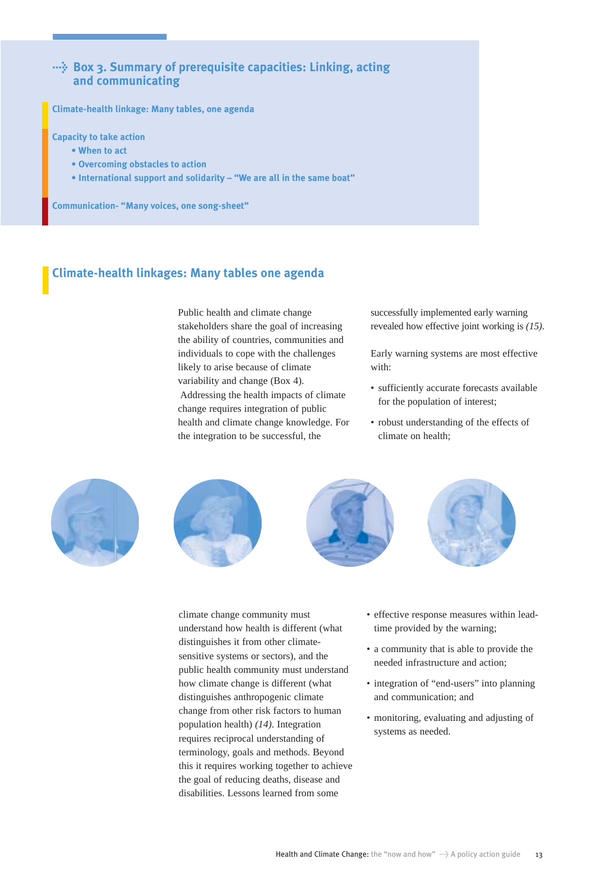## Box 3. Summary of prerequisite capacities: Linking, acting and communicating

**Climate-health linkage: Many tables, one agenda**

**Capacity to take action**

- When to act
- Overcoming obstacles to action
- International support and solidarity – "We are all in the same boat"

**Communication- "Many voices, one song-sheet"**

## Climate-health linkages: Many tables one agenda

Public health and climate change stakeholders share the goal of increasing the ability of countries, communities and individuals to cope with the challenges likely to arise because of climate variability and change (Box 4). Addressing the health impacts of climate change requires integration of public health and climate change knowledge. For the integration to be successful, the climate change community must understand how health is different (what distinguishes it from other climate-sensitive systems or sectors), and the public health community must understand how climate change is different (what distinguishes anthropogenic climate change from other risk factors to human population health) *(14)*. Integration requires reciprocal understanding of terminology, goals and methods. Beyond this it requires working together to achieve the goal of reducing deaths, disease and disabilities. Lessons learned from some successfully implemented early warning revealed how effective joint working is *(15)*.

Early warning systems are most effective with:

- sufficiently accurate forecasts available for the population of interest;
- robust understanding of the effects of climate on health;
- effective response measures within lead-time provided by the warning;
- a community that is able to provide the needed infrastructure and action;
- integration of "end-users" into planning and communication; and
- monitoring, evaluating and adjusting of systems as needed.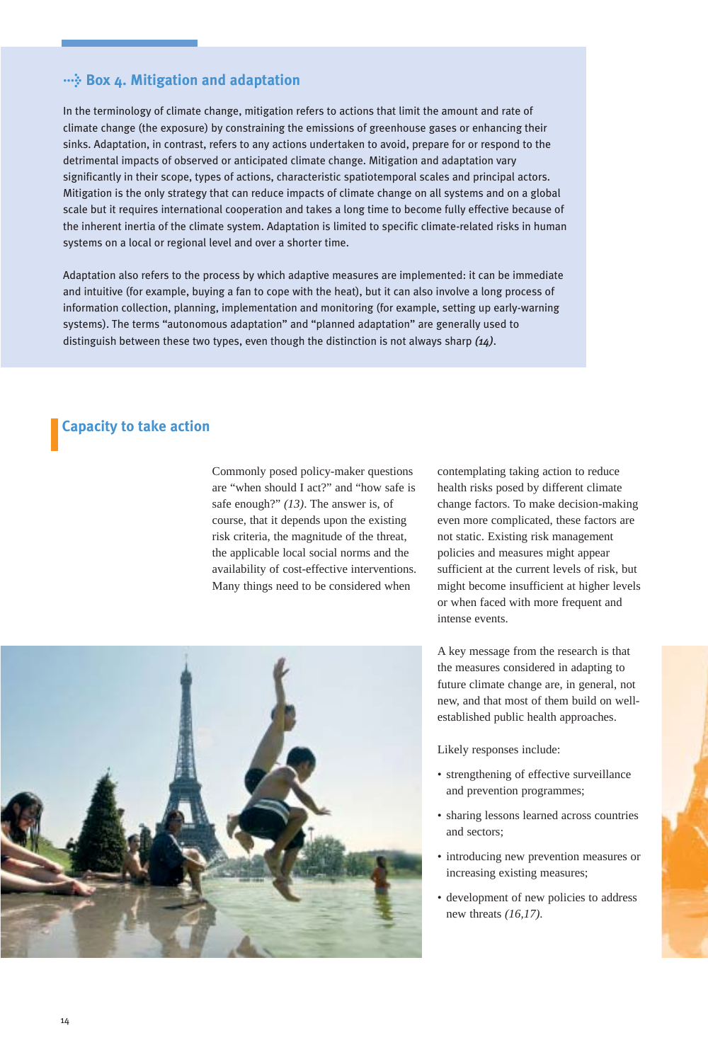### Box 4. Mitigation and adaptation

In the terminology of climate change, mitigation refers to actions that limit the amount and rate of climate change (the exposure) by constraining the emissions of greenhouse gases or enhancing their sinks. Adaptation, in contrast, refers to any actions undertaken to avoid, prepare for or respond to the detrimental impacts of observed or anticipated climate change. Mitigation and adaptation vary significantly in their scope, types of actions, characteristic spatiotemporal scales and principal actors. Mitigation is the only strategy that can reduce impacts of climate change on all systems and on a global scale but it requires international cooperation and takes a long time to become fully effective because of the inherent inertia of the climate system. Adaptation is limited to specific climate-related risks in human systems on a local or regional level and over a shorter time.

Adaptation also refers to the process by which adaptive measures are implemented: it can be immediate and intuitive (for example, buying a fan to cope with the heat), but it can also involve a long process of information collection, planning, implementation and monitoring (for example, setting up early-warning systems). The terms "autonomous adaptation" and "planned adaptation" are generally used to distinguish between these two types, even though the distinction is not always sharp *(14)*.

## Capacity to take action

Commonly posed policy-maker questions are "when should I act?" and "how safe is safe enough?" *(13)*. The answer is, of course, that it depends upon the existing risk criteria, the magnitude of the threat, the applicable local social norms and the availability of cost-effective interventions. Many things need to be considered when contemplating taking action to reduce health risks posed by different climate change factors. To make decision-making even more complicated, these factors are not static. Existing risk management policies and measures might appear sufficient at the current levels of risk, but might become insufficient at higher levels or when faced with more frequent and intense events.

A key message from the research is that the measures considered in adapting to future climate change are, in general, not new, and that most of them build on well-established public health approaches.

Likely responses include:

- strengthening of effective surveillance and prevention programmes;
- sharing lessons learned across countries and sectors;
- introducing new prevention measures or increasing existing measures;
- development of new policies to address new threats *(16,17)*.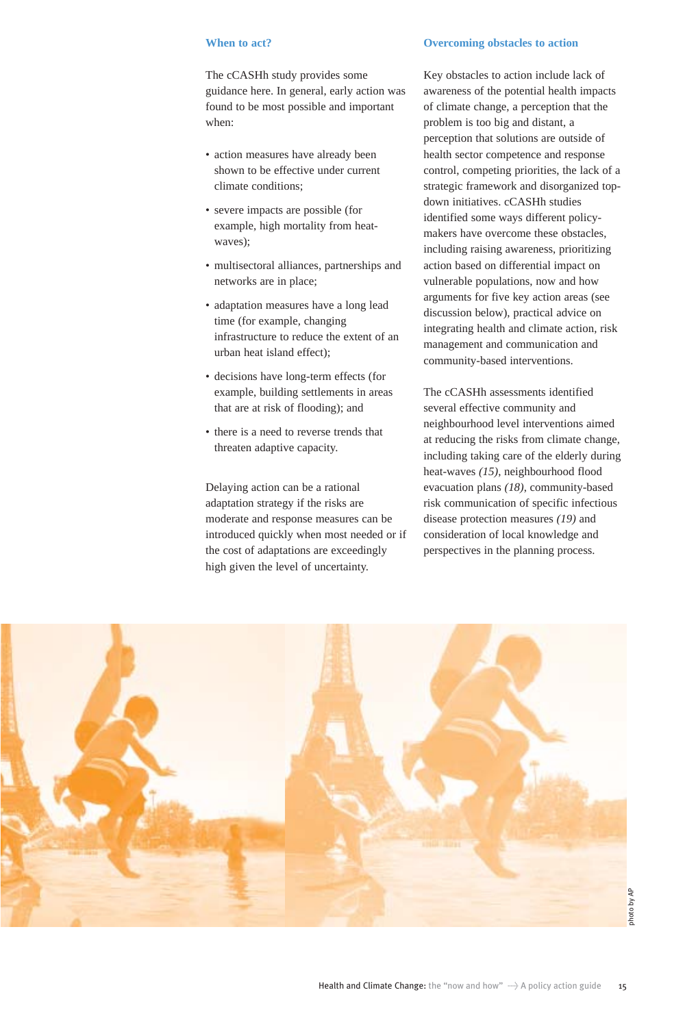### When to act?

The cCASHh study provides some guidance here. In general, early action was found to be most possible and important when:

- action measures have already been shown to be effective under current climate conditions;
- severe impacts are possible (for example, high mortality from heat-waves);
- multisectoral alliances, partnerships and networks are in place;
- adaptation measures have a long lead time (for example, changing infrastructure to reduce the extent of an urban heat island effect);
- decisions have long-term effects (for example, building settlements in areas that are at risk of flooding); and
- there is a need to reverse trends that threaten adaptive capacity.

Delaying action can be a rational adaptation strategy if the risks are moderate and response measures can be introduced quickly when most needed or if the cost of adaptations are exceedingly high given the level of uncertainty.

### Overcoming obstacles to action

Key obstacles to action include lack of awareness of the potential health impacts of climate change, a perception that the problem is too big and distant, a perception that solutions are outside of health sector competence and response control, competing priorities, the lack of a strategic framework and disorganized top-down initiatives. cCASHh studies identified some ways different policy-makers have overcome these obstacles, including raising awareness, prioritizing action based on differential impact on vulnerable populations, now and how arguments for five key action areas (see discussion below), practical advice on integrating health and climate action, risk management and communication and community-based interventions.

The cCASHh assessments identified several effective community and neighbourhood level interventions aimed at reducing the risks from climate change, including taking care of the elderly during heat-waves *(15)*, neighbourhood flood evacuation plans *(18)*, community-based risk communication of specific infectious disease protection measures *(19)* and consideration of local knowledge and perspectives in the planning process.

photo by AP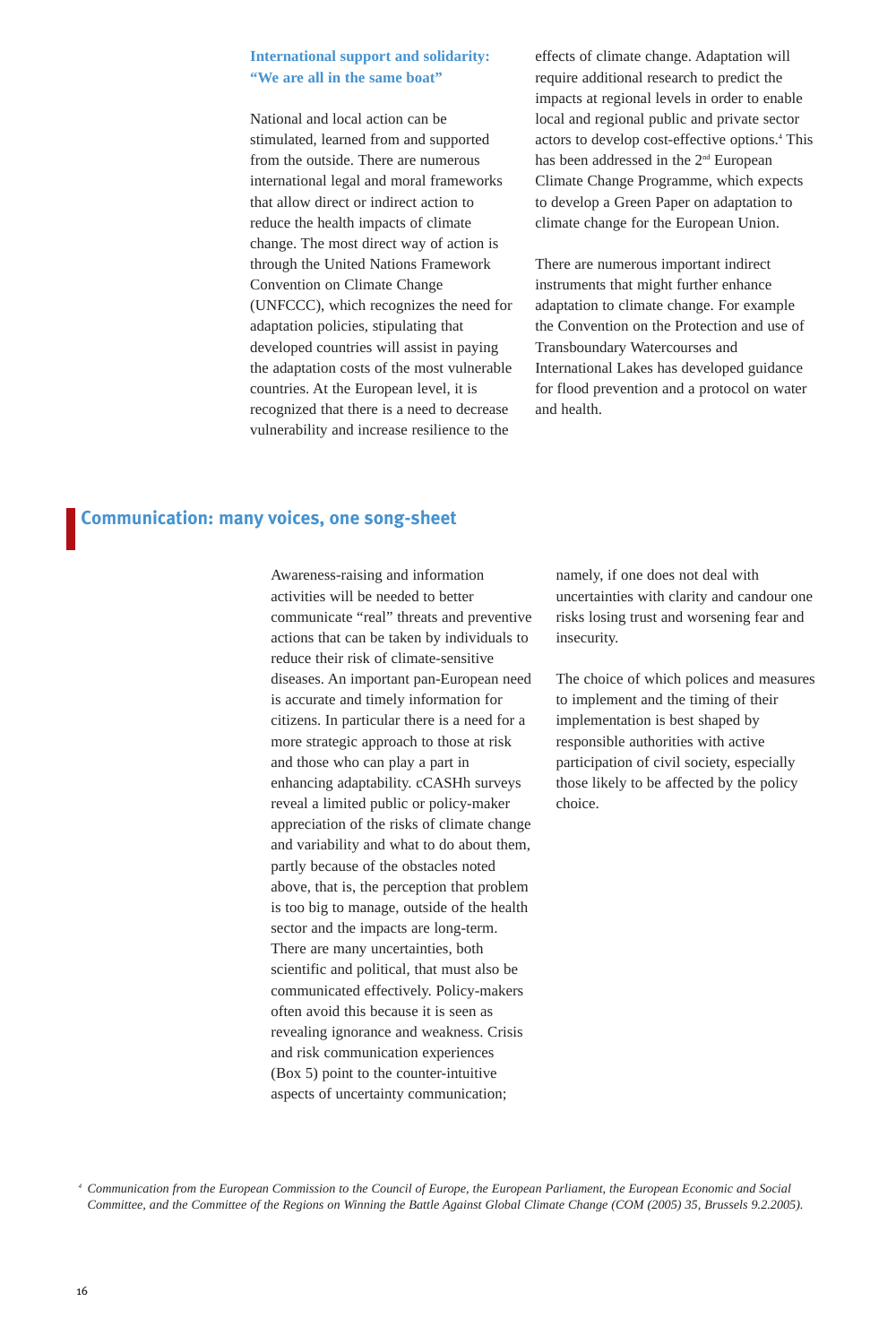### International support and solidarity: "We are all in the same boat"

National and local action can be stimulated, learned from and supported from the outside. There are numerous international legal and moral frameworks that allow direct or indirect action to reduce the health impacts of climate change. The most direct way of action is through the United Nations Framework Convention on Climate Change (UNFCCC), which recognizes the need for adaptation policies, stipulating that developed countries will assist in paying the adaptation costs of the most vulnerable countries. At the European level, it is recognized that there is a need to decrease vulnerability and increase resilience to the effects of climate change. Adaptation will require additional research to predict the impacts at regional levels in order to enable local and regional public and private sector actors to develop cost-effective options.[4] This has been addressed in the 2nd European Climate Change Programme, which expects to develop a Green Paper on adaptation to climate change for the European Union.

There are numerous important indirect instruments that might further enhance adaptation to climate change. For example the Convention on the Protection and use of Transboundary Watercourses and International Lakes has developed guidance for flood prevention and a protocol on water and health.

## Communication: many voices, one song-sheet

Awareness-raising and information activities will be needed to better communicate "real" threats and preventive actions that can be taken by individuals to reduce their risk of climate-sensitive diseases. An important pan-European need is accurate and timely information for citizens. In particular there is a need for a more strategic approach to those at risk and those who can play a part in enhancing adaptability. cCASHh surveys reveal a limited public or policy-maker appreciation of the risks of climate change and variability and what to do about them, partly because of the obstacles noted above, that is, the perception that problem is too big to manage, outside of the health sector and the impacts are long-term. There are many uncertainties, both scientific and political, that must also be communicated effectively. Policy-makers often avoid this because it is seen as revealing ignorance and weakness. Crisis and risk communication experiences (Box 5) point to the counter-intuitive aspects of uncertainty communication; namely, if one does not deal with uncertainties with clarity and candour one risks losing trust and worsening fear and insecurity.

The choice of which polices and measures to implement and the timing of their implementation is best shaped by responsible authorities with active participation of civil society, especially those likely to be affected by the policy choice.

[4] *Communication from the European Commission to the Council of Europe, the European Parliament, the European Economic and Social Committee, and the Committee of the Regions on Winning the Battle Against Global Climate Change (COM (2005) 35, Brussels 9.2.2005).*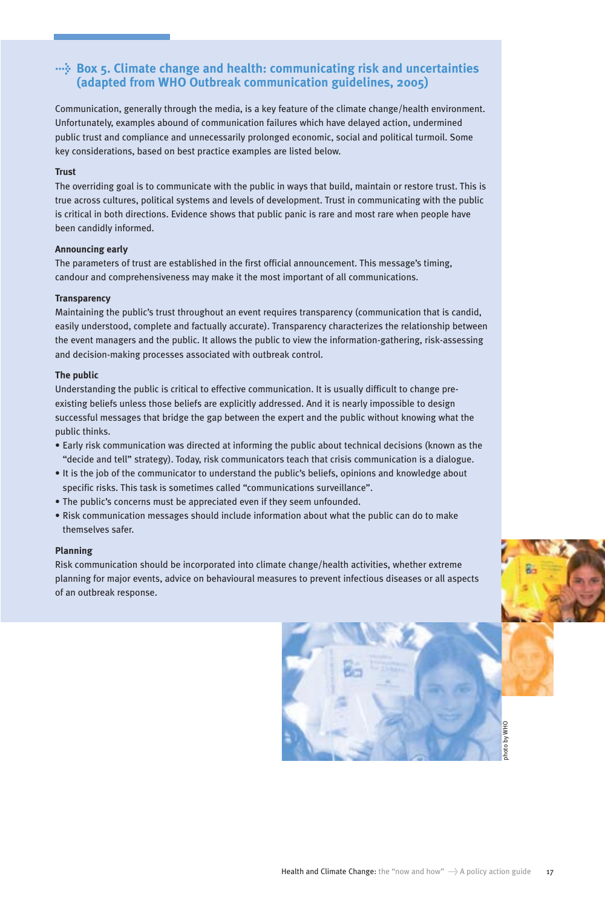## Box 5. Climate change and health: communicating risk and uncertainties (adapted from WHO Outbreak communication guidelines, 2005)

Communication, generally through the media, is a key feature of the climate change/health environment. Unfortunately, examples abound of communication failures which have delayed action, undermined public trust and compliance and unnecessarily prolonged economic, social and political turmoil. Some key considerations, based on best practice examples are listed below.

**Trust**

The overriding goal is to communicate with the public in ways that build, maintain or restore trust. This is true across cultures, political systems and levels of development. Trust in communicating with the public is critical in both directions. Evidence shows that public panic is rare and most rare when people have been candidly informed.

**Announcing early**

The parameters of trust are established in the first official announcement. This message's timing, candour and comprehensiveness may make it the most important of all communications.

**Transparency**

Maintaining the public's trust throughout an event requires transparency (communication that is candid, easily understood, complete and factually accurate). Transparency characterizes the relationship between the event managers and the public. It allows the public to view the information-gathering, risk-assessing and decision-making processes associated with outbreak control.

**The public**

Understanding the public is critical to effective communication. It is usually difficult to change pre-existing beliefs unless those beliefs are explicitly addressed. And it is nearly impossible to design successful messages that bridge the gap between the expert and the public without knowing what the public thinks.

- Early risk communication was directed at informing the public about technical decisions (known as the "decide and tell" strategy). Today, risk communicators teach that crisis communication is a dialogue.
- It is the job of the communicator to understand the public's beliefs, opinions and knowledge about specific risks. This task is sometimes called "communications surveillance".
- The public's concerns must be appreciated even if they seem unfounded.
- Risk communication messages should include information about what the public can do to make themselves safer.

**Planning**

Risk communication should be incorporated into climate change/health activities, whether extreme planning for major events, advice on behavioural measures to prevent infectious diseases or all aspects of an outbreak response.

photo by WHO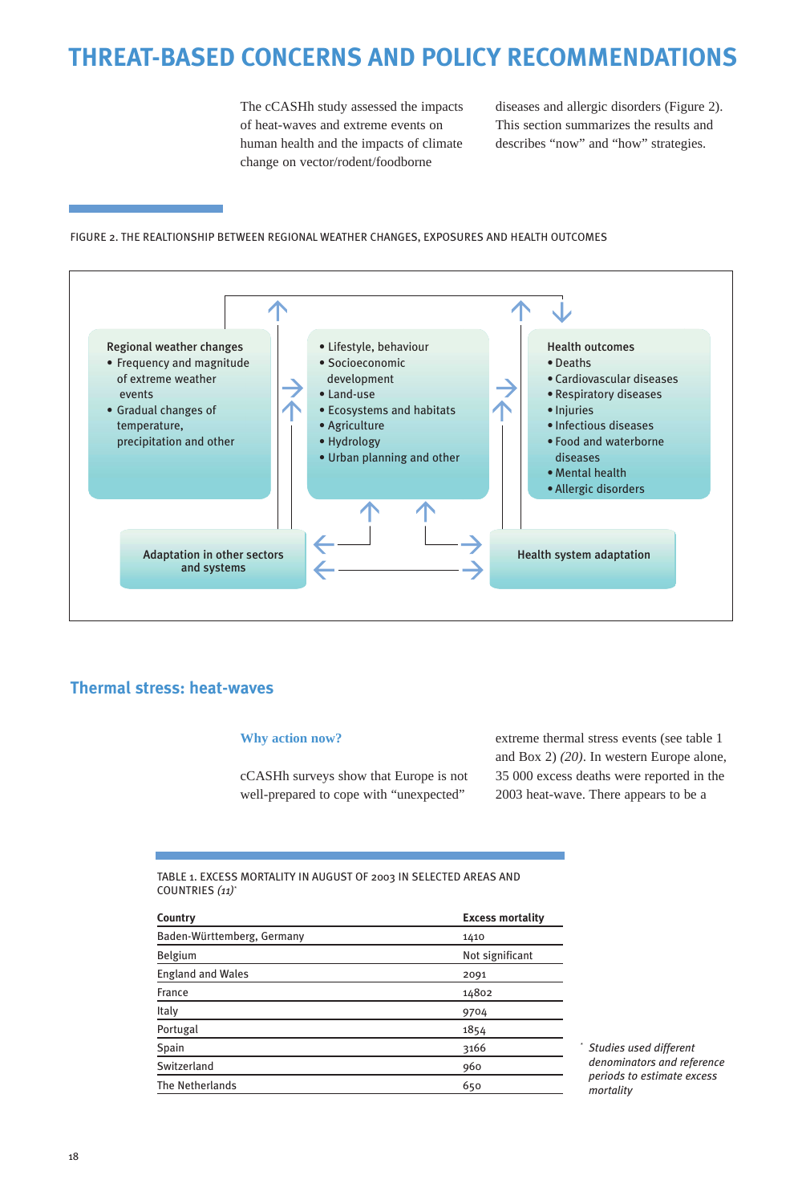# THREAT-BASED CONCERNS AND POLICY RECOMMENDATIONS

The cCASHh study assessed the impacts of heat-waves and extreme events on human health and the impacts of climate change on vector/rodent/foodborne diseases and allergic disorders (Figure 2). This section summarizes the results and describes "now" and "how" strategies.

FIGURE 2. THE REALTIONSHIP BETWEEN REGIONAL WEATHER CHANGES, EXPOSURES AND HEALTH OUTCOMES

**Regional weather changes**
- Frequency and magnitude of extreme weather events
- Gradual changes of temperature, precipitation and other

- Lifestyle, behaviour
- Socioeconomic development
- Land-use
- Ecosystems and habitats
- Agriculture
- Hydrology
- Urban planning and other

**Health outcomes**
- Deaths
- Cardiovascular diseases
- Respiratory diseases
- Injuries
- Infectious diseases
- Food and waterborne diseases
- Mental health
- Allergic disorders

**Adaptation in other sectors and systems**

**Health system adaptation**

## Thermal stress: heat-waves

### Why action now?

cCASHh surveys show that Europe is not well-prepared to cope with "unexpected" extreme thermal stress events (see table 1 and Box 2) *(20)*. In western Europe alone, 35 000 excess deaths were reported in the 2003 heat-wave. There appears to be a

TABLE 1. EXCESS MORTALITY IN AUGUST OF 2003 IN SELECTED AREAS AND COUNTRIES *(11)**

| Country | Excess mortality |
|---|---|
| Baden-Württemberg, Germany | 1410 |
| Belgium | Not significant |
| England and Wales | 2091 |
| France | 14802 |
| Italy | 9704 |
| Portugal | 1854 |
| Spain | 3166 |
| Switzerland | 960 |
| The Netherlands | 650 |

* *Studies used different denominators and reference periods to estimate excess mortality*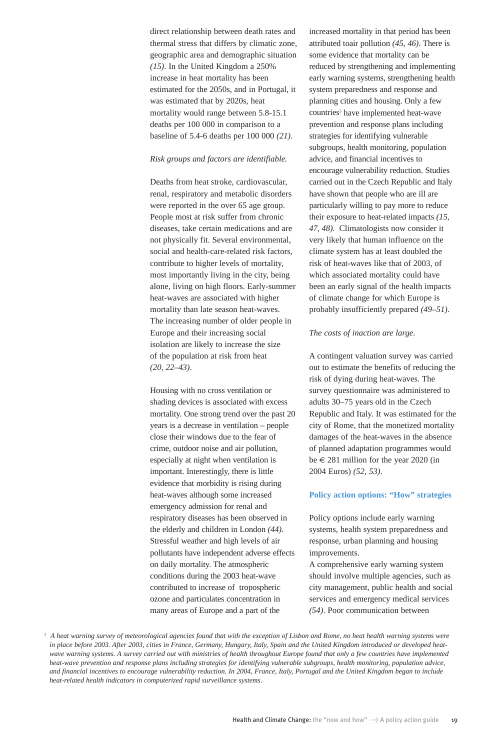direct relationship between death rates and thermal stress that differs by climatic zone, geographic area and demographic situation *(15)*. In the United Kingdom a 250% increase in heat mortality has been estimated for the 2050s, and in Portugal, it was estimated that by 2020s, heat mortality would range between 5.8-15.1 deaths per 100 000 in comparison to a baseline of 5.4-6 deaths per 100 000 *(21)*.

*Risk groups and factors are identifiable.*

Deaths from heat stroke, cardiovascular, renal, respiratory and metabolic disorders were reported in the over 65 age group. People most at risk suffer from chronic diseases, take certain medications and are not physically fit. Several environmental, social and health-care-related risk factors, contribute to higher levels of mortality, most importantly living in the city, being alone, living on high floors. Early-summer heat-waves are associated with higher mortality than late season heat-waves. The increasing number of older people in Europe and their increasing social isolation are likely to increase the size of the population at risk from heat *(20, 22–43)*.

Housing with no cross ventilation or shading devices is associated with excess mortality. One strong trend over the past 20 years is a decrease in ventilation – people close their windows due to the fear of crime, outdoor noise and air pollution, especially at night when ventilation is important. Interestingly, there is little evidence that morbidity is rising during heat-waves although some increased emergency admission for renal and respiratory diseases has been observed in the elderly and children in London *(44)*. Stressful weather and high levels of air pollutants have independent adverse effects on daily mortality. The atmospheric conditions during the 2003 heat-wave contributed to increase of tropospheric ozone and particulates concentration in many areas of Europe and a part of the increased mortality in that period has been attributed toair pollution *(45, 46)*. There is some evidence that mortality can be reduced by strengthening and implementing early warning systems, strengthening health system preparedness and response and planning cities and housing. Only a few countries[5] have implemented heat-wave prevention and response plans including strategies for identifying vulnerable subgroups, health monitoring, population advice, and financial incentives to encourage vulnerability reduction. Studies carried out in the Czech Republic and Italy have shown that people who are ill are particularly willing to pay more to reduce their exposure to heat-related impacts *(15, 47, 48)*. Climatologists now consider it very likely that human influence on the climate system has at least doubled the risk of heat-waves like that of 2003, of which associated mortality could have been an early signal of the health impacts of climate change for which Europe is probably insufficiently prepared *(49–51)*.

*The costs of inaction are large.*

A contingent valuation survey was carried out to estimate the benefits of reducing the risk of dying during heat-waves. The survey questionnaire was administered to adults 30–75 years old in the Czech Republic and Italy. It was estimated for the city of Rome, that the monetized mortality damages of the heat-waves in the absence of planned adaptation programmes would be € 281 million for the year 2020 (in 2004 Euros) *(52, 53)*.

### Policy action options: "How" strategies

Policy options include early warning systems, health system preparedness and response, urban planning and housing improvements.

A comprehensive early warning system should involve multiple agencies, such as city management, public health and social services and emergency medical services *(54)*. Poor communication between

[5] *A heat warning survey of meteorological agencies found that with the exception of Lisbon and Rome, no heat health warning systems were in place before 2003. After 2003, cities in France, Germany, Hungary, Italy, Spain and the United Kingdom introduced or developed heat-wave warning systems. A survey carried out with ministries of health throughout Europe found that only a few countries have implemented heat-wave prevention and response plans including strategies for identifying vulnerable subgroups, health monitoring, population advice, and financial incentives to encourage vulnerability reduction. In 2004, France, Italy, Portugal and the United Kingdom began to include heat-related health indicators in computerized rapid surveillance systems.*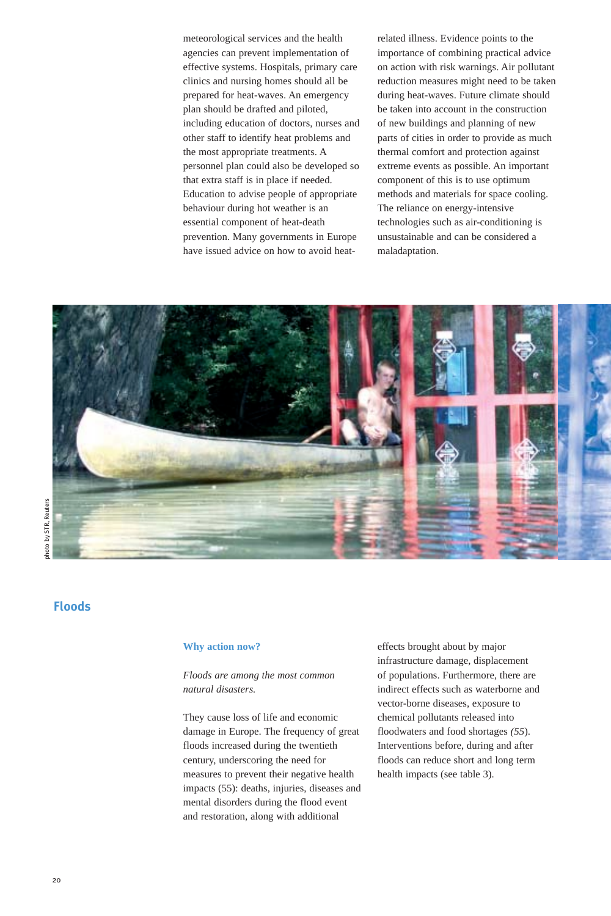meteorological services and the health agencies can prevent implementation of effective systems. Hospitals, primary care clinics and nursing homes should all be prepared for heat-waves. An emergency plan should be drafted and piloted, including education of doctors, nurses and other staff to identify heat problems and the most appropriate treatments. A personnel plan could also be developed so that extra staff is in place if needed. Education to advise people of appropriate behaviour during hot weather is an essential component of heat-death prevention. Many governments in Europe have issued advice on how to avoid heat-related illness. Evidence points to the importance of combining practical advice on action with risk warnings. Air pollutant reduction measures might need to be taken during heat-waves. Future climate should be taken into account in the construction of new buildings and planning of new parts of cities in order to provide as much thermal comfort and protection against extreme events as possible. An important component of this is to use optimum methods and materials for space cooling. The reliance on energy-intensive technologies such as air-conditioning is unsustainable and can be considered a maladaptation.

photo by STR, Reuters

## Floods

### Why action now?

*Floods are among the most common natural disasters.*

They cause loss of life and economic damage in Europe. The frequency of great floods increased during the twentieth century, underscoring the need for measures to prevent their negative health impacts (55): deaths, injuries, diseases and mental disorders during the flood event and restoration, along with additional effects brought about by major infrastructure damage, displacement of populations. Furthermore, there are indirect effects such as waterborne and vector-borne diseases, exposure to chemical pollutants released into floodwaters and food shortages *(55)*. Interventions before, during and after floods can reduce short and long term health impacts (see table 3).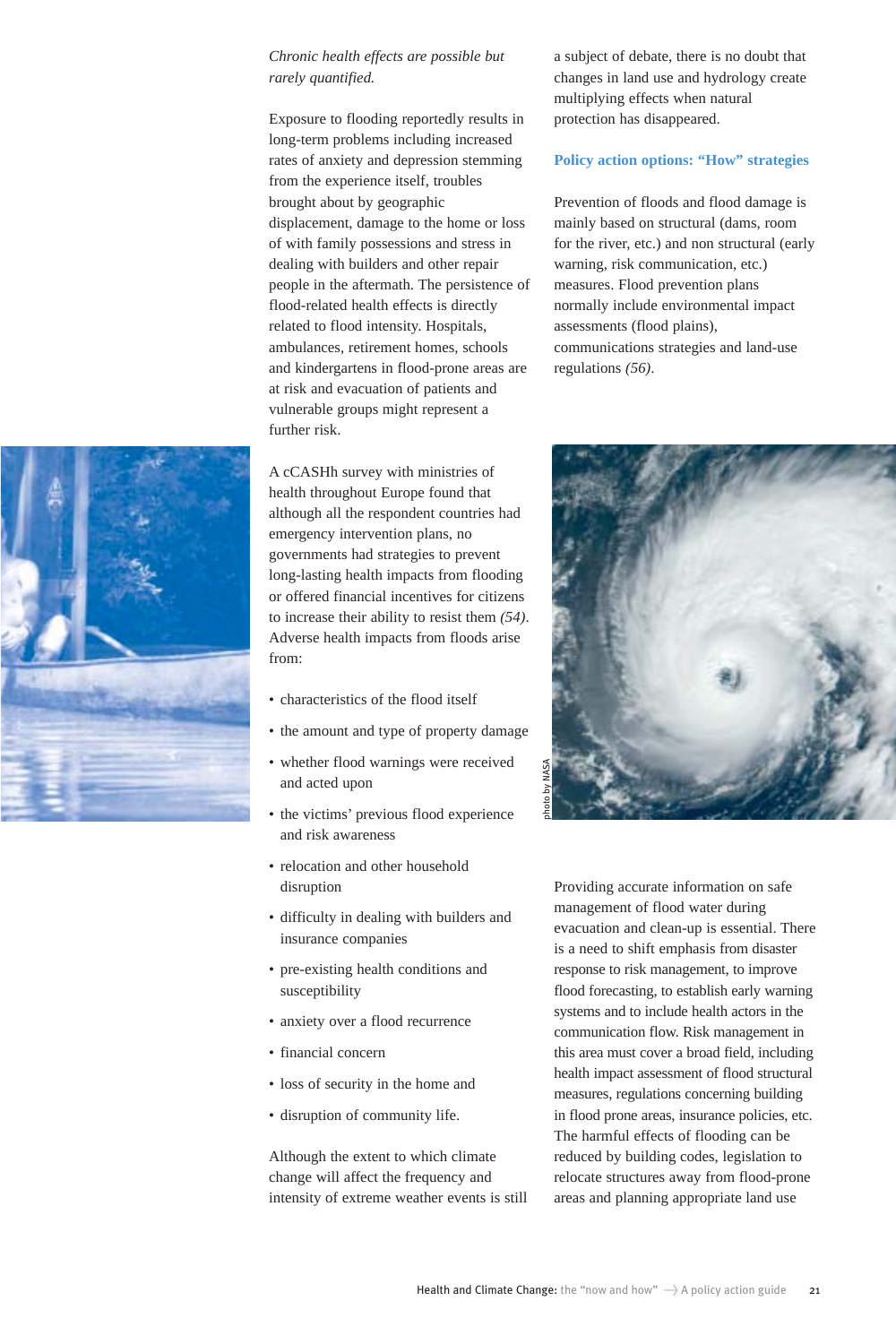*Chronic health effects are possible but rarely quantified.*

Exposure to flooding reportedly results in long-term problems including increased rates of anxiety and depression stemming from the experience itself, troubles brought about by geographic displacement, damage to the home or loss of with family possessions and stress in dealing with builders and other repair people in the aftermath. The persistence of flood-related health effects is directly related to flood intensity. Hospitals, ambulances, retirement homes, schools and kindergartens in flood-prone areas are at risk and evacuation of patients and vulnerable groups might represent a further risk.

A cCASHh survey with ministries of health throughout Europe found that although all the respondent countries had emergency intervention plans, no governments had strategies to prevent long-lasting health impacts from flooding or offered financial incentives for citizens to increase their ability to resist them *(54)*. Adverse health impacts from floods arise from:

- characteristics of the flood itself
- the amount and type of property damage
- whether flood warnings were received and acted upon
- the victims' previous flood experience and risk awareness
- relocation and other household disruption
- difficulty in dealing with builders and insurance companies
- pre-existing health conditions and susceptibility
- anxiety over a flood recurrence
- financial concern
- loss of security in the home and
- disruption of community life.

Although the extent to which climate change will affect the frequency and intensity of extreme weather events is still a subject of debate, there is no doubt that changes in land use and hydrology create multiplying effects when natural protection has disappeared.

### Policy action options: "How" strategies

Prevention of floods and flood damage is mainly based on structural (dams, room for the river, etc.) and non structural (early warning, risk communication, etc.) measures. Flood prevention plans normally include environmental impact assessments (flood plains), communications strategies and land-use regulations *(56)*.

photo by NASA

Providing accurate information on safe management of flood water during evacuation and clean-up is essential. There is a need to shift emphasis from disaster response to risk management, to improve flood forecasting, to establish early warning systems and to include health actors in the communication flow. Risk management in this area must cover a broad field, including health impact assessment of flood structural measures, regulations concerning building in flood prone areas, insurance policies, etc. The harmful effects of flooding can be reduced by building codes, legislation to relocate structures away from flood-prone areas and planning appropriate land use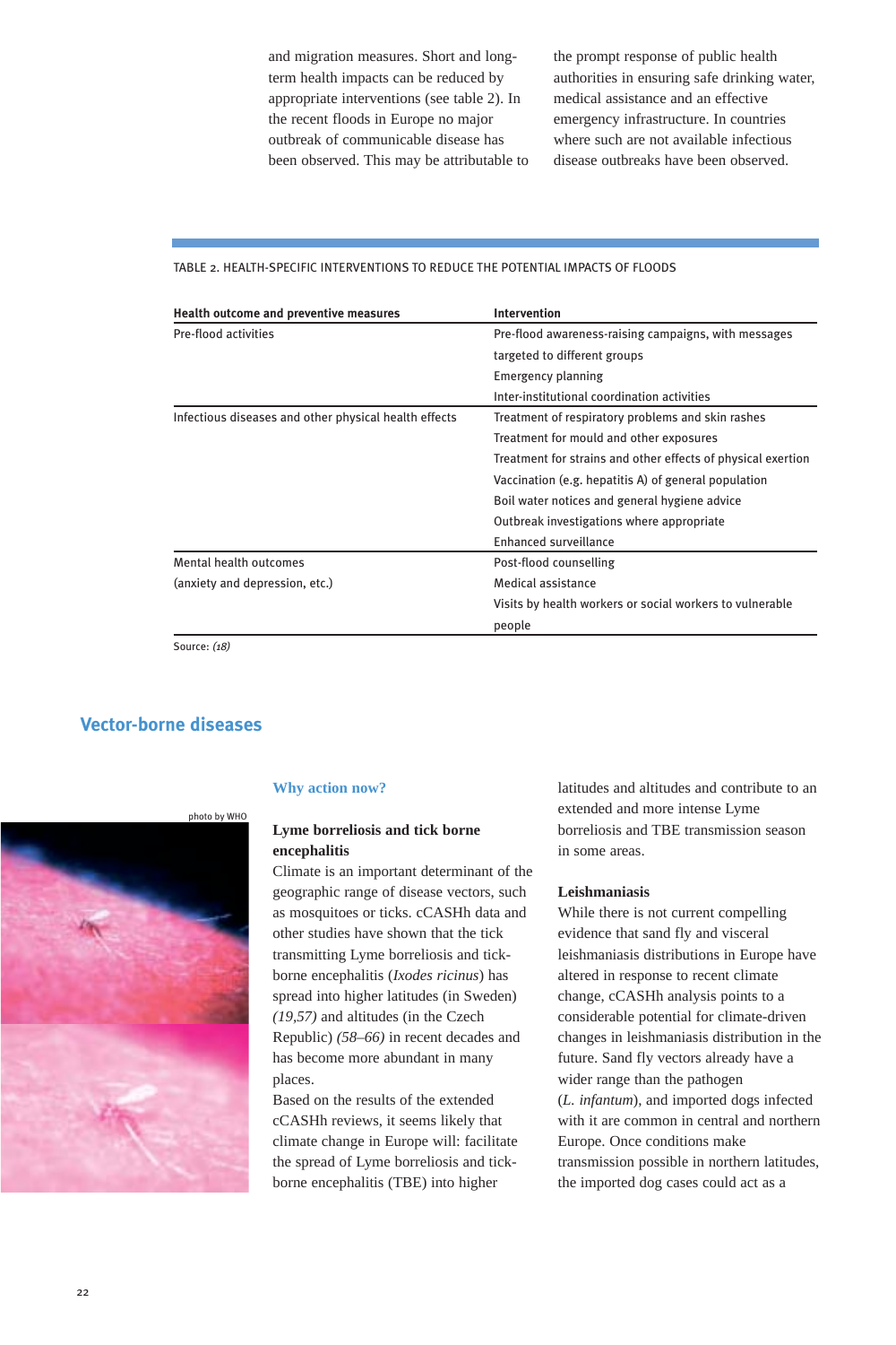and migration measures. Short and long-term health impacts can be reduced by appropriate interventions (see table 2). In the recent floods in Europe no major outbreak of communicable disease has been observed. This may be attributable to the prompt response of public health authorities in ensuring safe drinking water, medical assistance and an effective emergency infrastructure. In countries where such are not available infectious disease outbreaks have been observed.

TABLE 2. HEALTH-SPECIFIC INTERVENTIONS TO REDUCE THE POTENTIAL IMPACTS OF FLOODS

| Health outcome and preventive measures | Intervention |
|---|---|
| Pre-flood activities | Pre-flood awareness-raising campaigns, with messages targeted to different groups |
| | Emergency planning |
| | Inter-institutional coordination activities |
| Infectious diseases and other physical health effects | Treatment of respiratory problems and skin rashes |
| | Treatment for mould and other exposures |
| | Treatment for strains and other effects of physical exertion |
| | Vaccination (e.g. hepatitis A) of general population |
| | Boil water notices and general hygiene advice |
| | Outbreak investigations where appropriate |
| | Enhanced surveillance |
| Mental health outcomes (anxiety and depression, etc.) | Post-flood counselling |
| | Medical assistance |
| | Visits by health workers or social workers to vulnerable people |

Source: *(18)*

## Vector-borne diseases

photo by WHO

### Why action now?

**Lyme borreliosis and tick borne encephalitis**

Climate is an important determinant of the geographic range of disease vectors, such as mosquitoes or ticks. cCASHh data and other studies have shown that the tick transmitting Lyme borreliosis and tick-borne encephalitis (*Ixodes ricinus*) has spread into higher latitudes (in Sweden) *(19,57)* and altitudes (in the Czech Republic) *(58–66)* in recent decades and has become more abundant in many places.

Based on the results of the extended cCASHh reviews, it seems likely that climate change in Europe will: facilitate the spread of Lyme borreliosis and tick-borne encephalitis (TBE) into higher latitudes and altitudes and contribute to an extended and more intense Lyme borreliosis and TBE transmission season in some areas.

**Leishmaniasis**

While there is not current compelling evidence that sand fly and visceral leishmaniasis distributions in Europe have altered in response to recent climate change, cCASHh analysis points to a considerable potential for climate-driven changes in leishmaniasis distribution in the future. Sand fly vectors already have a wider range than the pathogen (*L. infantum*), and imported dogs infected with it are common in central and northern Europe. Once conditions make transmission possible in northern latitudes, the imported dog cases could act as a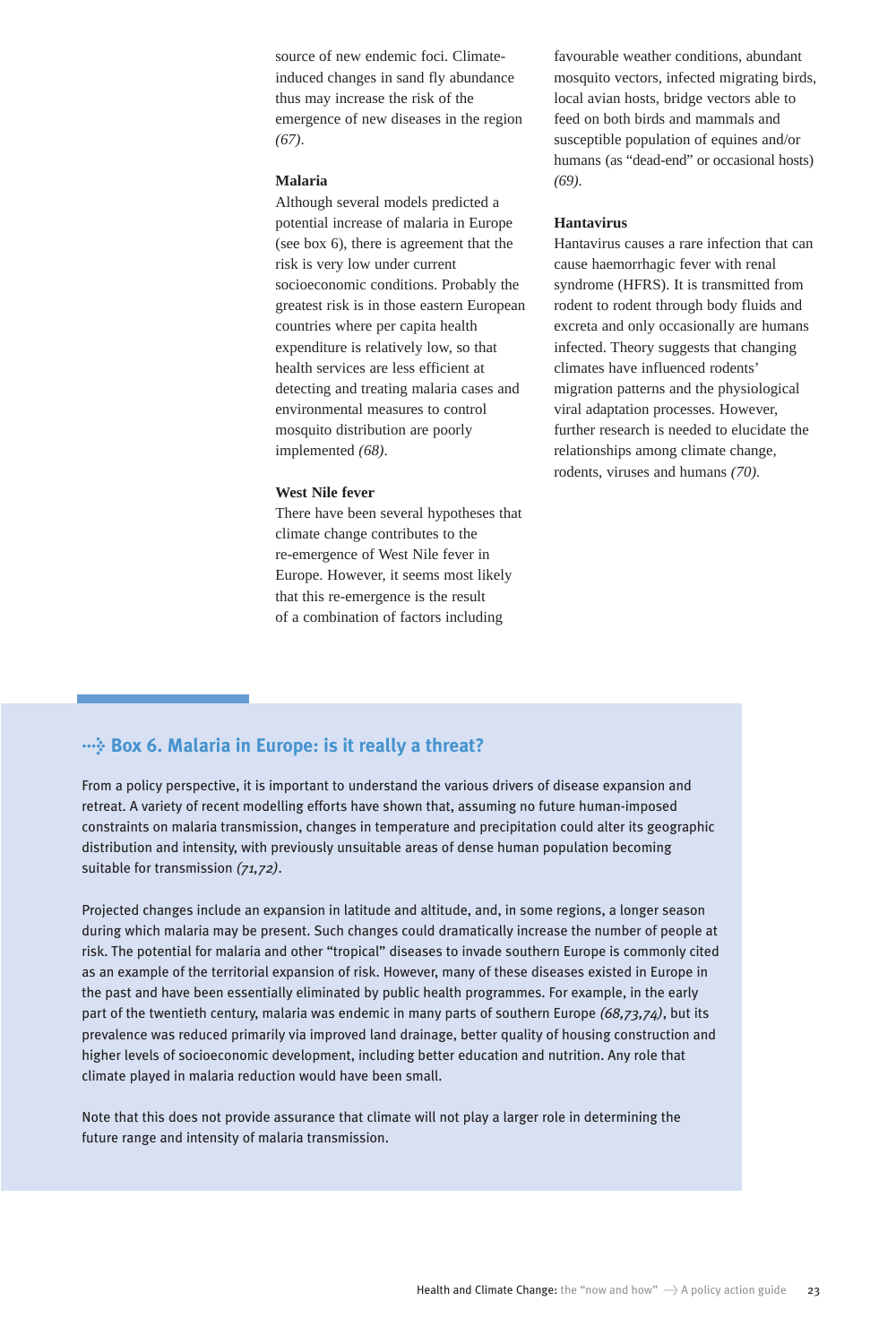source of new endemic foci. Climate-induced changes in sand fly abundance thus may increase the risk of the emergence of new diseases in the region *(67)*.

**Malaria**

Although several models predicted a potential increase of malaria in Europe (see box 6), there is agreement that the risk is very low under current socioeconomic conditions. Probably the greatest risk is in those eastern European countries where per capita health expenditure is relatively low, so that health services are less efficient at detecting and treating malaria cases and environmental measures to control mosquito distribution are poorly implemented *(68)*.

**West Nile fever**

There have been several hypotheses that climate change contributes to the re-emergence of West Nile fever in Europe. However, it seems most likely that this re-emergence is the result of a combination of factors including favourable weather conditions, abundant mosquito vectors, infected migrating birds, local avian hosts, bridge vectors able to feed on both birds and mammals and susceptible population of equines and/or humans (as "dead-end" or occasional hosts) *(69)*.

**Hantavirus**

Hantavirus causes a rare infection that can cause haemorrhagic fever with renal syndrome (HFRS). It is transmitted from rodent to rodent through body fluids and excreta and only occasionally are humans infected. Theory suggests that changing climates have influenced rodents' migration patterns and the physiological viral adaptation processes. However, further research is needed to elucidate the relationships among climate change, rodents, viruses and humans *(70)*.

### Box 6. Malaria in Europe: is it really a threat?

From a policy perspective, it is important to understand the various drivers of disease expansion and retreat. A variety of recent modelling efforts have shown that, assuming no future human-imposed constraints on malaria transmission, changes in temperature and precipitation could alter its geographic distribution and intensity, with previously unsuitable areas of dense human population becoming suitable for transmission *(71,72)*.

Projected changes include an expansion in latitude and altitude, and, in some regions, a longer season during which malaria may be present. Such changes could dramatically increase the number of people at risk. The potential for malaria and other "tropical" diseases to invade southern Europe is commonly cited as an example of the territorial expansion of risk. However, many of these diseases existed in Europe in the past and have been essentially eliminated by public health programmes. For example, in the early part of the twentieth century, malaria was endemic in many parts of southern Europe *(68,73,74)*, but its prevalence was reduced primarily via improved land drainage, better quality of housing construction and higher levels of socioeconomic development, including better education and nutrition. Any role that climate played in malaria reduction would have been small.

Note that this does not provide assurance that climate will not play a larger role in determining the future range and intensity of malaria transmission.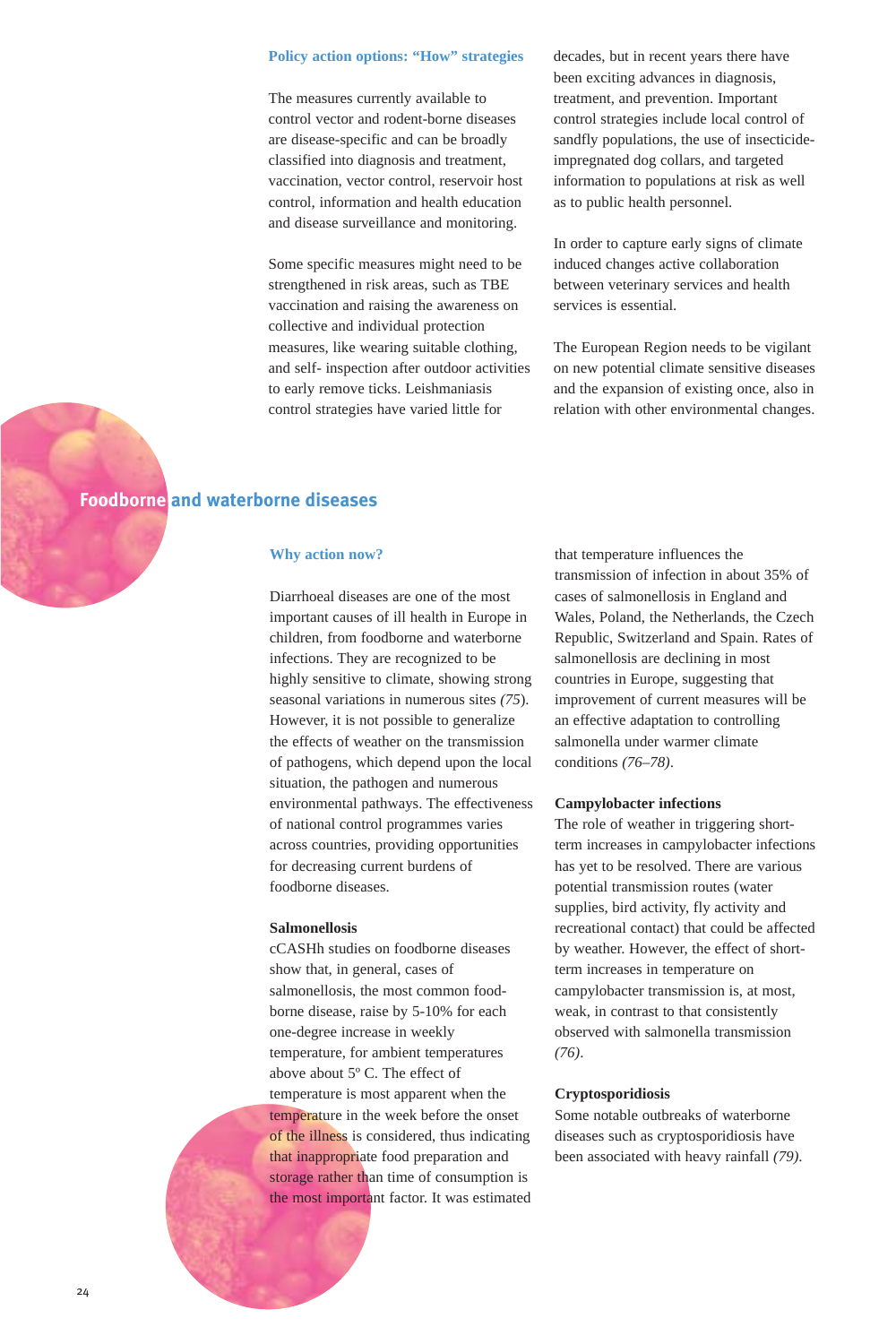### Policy action options: "How" strategies

The measures currently available to control vector and rodent-borne diseases are disease-specific and can be broadly classified into diagnosis and treatment, vaccination, vector control, reservoir host control, information and health education and disease surveillance and monitoring.

Some specific measures might need to be strengthened in risk areas, such as TBE vaccination and raising the awareness on collective and individual protection measures, like wearing suitable clothing, and self- inspection after outdoor activities to early remove ticks. Leishmaniasis control strategies have varied little for decades, but in recent years there have been exciting advances in diagnosis, treatment, and prevention. Important control strategies include local control of sandfly populations, the use of insecticide-impregnated dog collars, and targeted information to populations at risk as well as to public health personnel.

In order to capture early signs of climate induced changes active collaboration between veterinary services and health services is essential.

The European Region needs to be vigilant on new potential climate sensitive diseases and the expansion of existing once, also in relation with other environmental changes.

## Foodborne and waterborne diseases

### Why action now?

Diarrhoeal diseases are one of the most important causes of ill health in Europe in children, from foodborne and waterborne infections. They are recognized to be highly sensitive to climate, showing strong seasonal variations in numerous sites *(75)*. However, it is not possible to generalize the effects of weather on the transmission of pathogens, which depend upon the local situation, the pathogen and numerous environmental pathways. The effectiveness of national control programmes varies across countries, providing opportunities for decreasing current burdens of foodborne diseases.

**Salmonellosis**

cCASHh studies on foodborne diseases show that, in general, cases of salmonellosis, the most common food-borne disease, raise by 5-10% for each one-degree increase in weekly temperature, for ambient temperatures above about 5º C. The effect of temperature is most apparent when the temperature in the week before the onset of the illness is considered, thus indicating that inappropriate food preparation and storage rather than time of consumption is the most important factor. It was estimated that temperature influences the transmission of infection in about 35% of cases of salmonellosis in England and Wales, Poland, the Netherlands, the Czech Republic, Switzerland and Spain. Rates of salmonellosis are declining in most countries in Europe, suggesting that improvement of current measures will be an effective adaptation to controlling salmonella under warmer climate conditions *(76–78)*.

**Campylobacter infections**

The role of weather in triggering short-term increases in campylobacter infections has yet to be resolved. There are various potential transmission routes (water supplies, bird activity, fly activity and recreational contact) that could be affected by weather. However, the effect of short-term increases in temperature on campylobacter transmission is, at most, weak, in contrast to that consistently observed with salmonella transmission *(76)*.

**Cryptosporidiosis**

Some notable outbreaks of waterborne diseases such as cryptosporidiosis have been associated with heavy rainfall *(79)*.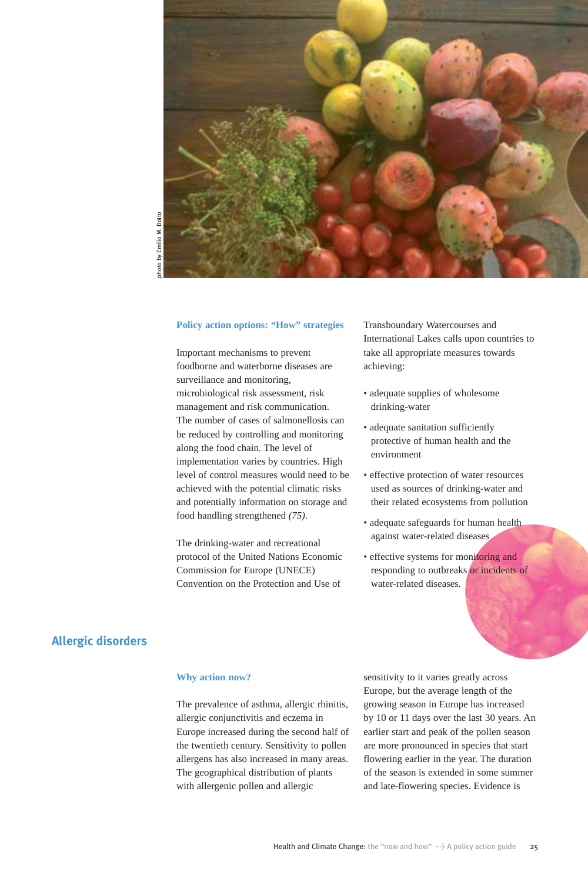### Policy action options: "How" strategies

Important mechanisms to prevent foodborne and waterborne diseases are surveillance and monitoring, microbiological risk assessment, risk management and risk communication. The number of cases of salmonellosis can be reduced by controlling and monitoring along the food chain. The level of implementation varies by countries. High level of control measures would need to be achieved with the potential climatic risks and potentially information on storage and food handling strengthened *(75)*.

The drinking-water and recreational protocol of the United Nations Economic Commission for Europe (UNECE) Convention on the Protection and Use of Transboundary Watercourses and International Lakes calls upon countries to take all appropriate measures towards achieving:

- adequate supplies of wholesome drinking-water
- adequate sanitation sufficiently protective of human health and the environment
- effective protection of water resources used as sources of drinking-water and their related ecosystems from pollution
- adequate safeguards for human health against water-related diseases
- effective systems for monitoring and responding to outbreaks or incidents of water-related diseases.

## Allergic disorders

### Why action now?

The prevalence of asthma, allergic rhinitis, allergic conjunctivitis and eczema in Europe increased during the second half of the twentieth century. Sensitivity to pollen allergens has also increased in many areas. The geographical distribution of plants with allergenic pollen and allergic sensitivity to it varies greatly across Europe, but the average length of the growing season in Europe has increased by 10 or 11 days over the last 30 years. An earlier start and peak of the pollen season are more pronounced in species that start flowering earlier in the year. The duration of the season is extended in some summer and late-flowering species. Evidence is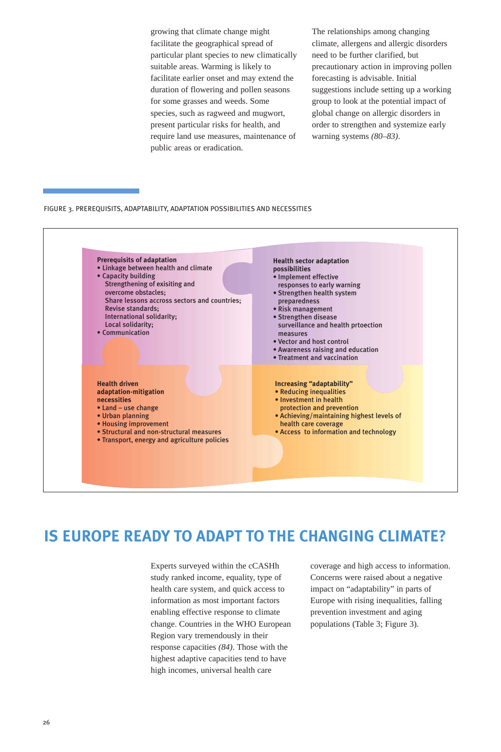growing that climate change might facilitate the geographical spread of particular plant species to new climatically suitable areas. Warming is likely to facilitate earlier onset and may extend the duration of flowering and pollen seasons for some grasses and weeds. Some species, such as ragweed and mugwort, present particular risks for health, and require land use measures, maintenance of public areas or eradication.

The relationships among changing climate, allergens and allergic disorders need to be further clarified, but precautionary action in improving pollen forecasting is advisable. Initial suggestions include setting up a working group to look at the potential impact of global change on allergic disorders in order to strengthen and systemize early warning systems *(80–83)*.

FIGURE 3. PREREQUISITS, ADAPTABILITY, ADAPTATION POSSIBILITIES AND NECESSITIES

**Prerequisits of adaptation**
- Linkage between health and climate
- Capacity building
  Strengthening of exisiting and overcome obstacles;
  Share lessons accross sectors and countries;
  Revise standards;
  International solidarity;
  Local solidarity;
- Communication

**Health sector adaptation possibilities**
- Implement effective responses to early warning
- Strengthen health system preparedness
- Risk management
- Strengthen disease surveillance and health prtoection measures
- Vector and host control
- Awareness raising and education
- Treatment and vaccination

**Health driven adaptation-mitigation necessities**
- Land – use change
- Urban planning
- Housing improvement
- Structural and non-structural measures
- Transport, energy and agriculture policies

**Increasing "adaptability"**
- Reducing inequalities
- Investment in health protection and prevention
- Achieving/maintaining highest levels of health care coverage
- Access to information and technology

# IS EUROPE READY TO ADAPT TO THE CHANGING CLIMATE?

Experts surveyed within the cCASHh study ranked income, equality, type of health care system, and quick access to information as most important factors enabling effective response to climate change. Countries in the WHO European Region vary tremendously in their response capacities *(84)*. Those with the highest adaptive capacities tend to have high incomes, universal health care coverage and high access to information. Concerns were raised about a negative impact on "adaptability" in parts of Europe with rising inequalities, falling prevention investment and aging populations (Table 3; Figure 3).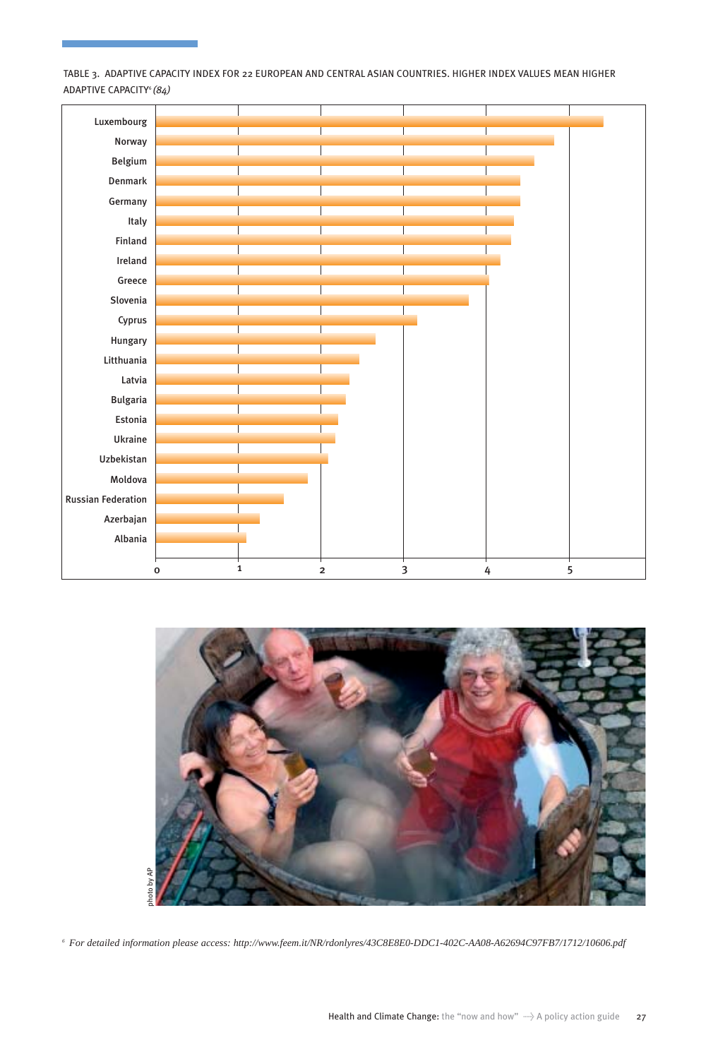TABLE 3. ADAPTIVE CAPACITY INDEX FOR 22 EUROPEAN AND CENTRAL ASIAN COUNTRIES. HIGHER INDEX VALUES MEAN HIGHER ADAPTIVE CAPACITY[6] *(84)*

| Country | Adaptive capacity index (approx.) |
|---|---|
| Luxembourg | 5.4 |
| Norway | 4.8 |
| Belgium | 4.6 |
| Denmark | 4.4 |
| Germany | 4.4 |
| Italy | 4.3 |
| Finland | 4.3 |
| Ireland | 4.2 |
| Greece | 4.0 |
| Slovenia | 3.8 |
| Cyprus | 3.2 |
| Hungary | 2.7 |
| Litthuania | 2.5 |
| Latvia | 2.3 |
| Bulgaria | 2.3 |
| Estonia | 2.2 |
| Ukraine | 2.2 |
| Uzbekistan | 2.1 |
| Moldova | 1.8 |
| Russian Federation | 1.5 |
| Azerbajan | 1.3 |
| Albania | 1.1 |

photo by AP

[6] *For detailed information please access: http://www.feem.it/NR/rdonlyres/43C8E8E0-DDC1-402C-AA08-A62694C97FB7/1712/10606.pdf*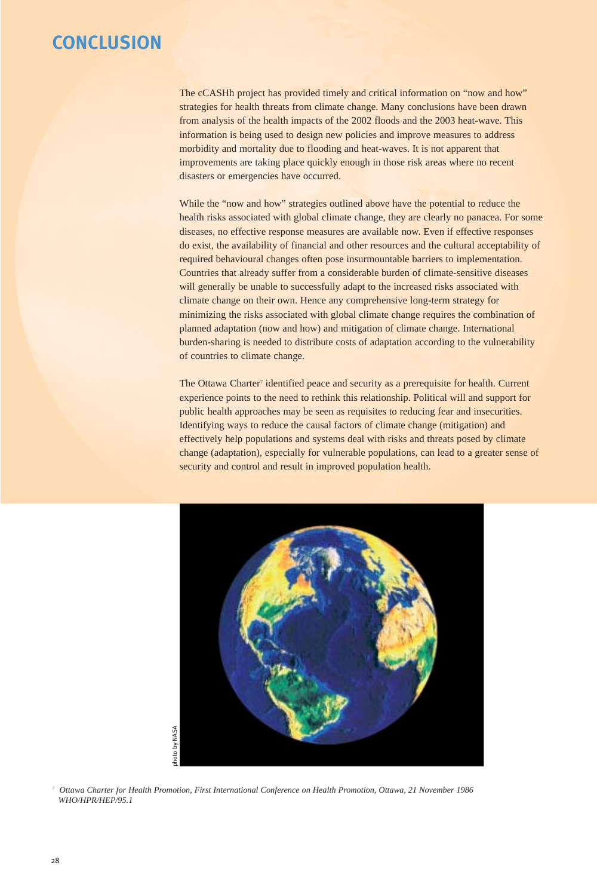# CONCLUSION

The cCASHh project has provided timely and critical information on "now and how" strategies for health threats from climate change. Many conclusions have been drawn from analysis of the health impacts of the 2002 floods and the 2003 heat-wave. This information is being used to design new policies and improve measures to address morbidity and mortality due to flooding and heat-waves. It is not apparent that improvements are taking place quickly enough in those risk areas where no recent disasters or emergencies have occurred.

While the "now and how" strategies outlined above have the potential to reduce the health risks associated with global climate change, they are clearly no panacea. For some diseases, no effective response measures are available now. Even if effective responses do exist, the availability of financial and other resources and the cultural acceptability of required behavioural changes often pose insurmountable barriers to implementation. Countries that already suffer from a considerable burden of climate-sensitive diseases will generally be unable to successfully adapt to the increased risks associated with climate change on their own. Hence any comprehensive long-term strategy for minimizing the risks associated with global climate change requires the combination of planned adaptation (now and how) and mitigation of climate change. International burden-sharing is needed to distribute costs of adaptation according to the vulnerability of countries to climate change.

The Ottawa Charter[7] identified peace and security as a prerequisite for health. Current experience points to the need to rethink this relationship. Political will and support for public health approaches may be seen as requisites to reducing fear and insecurities. Identifying ways to reduce the causal factors of climate change (mitigation) and effectively help populations and systems deal with risks and threats posed by climate change (adaptation), especially for vulnerable populations, can lead to a greater sense of security and control and result in improved population health.

photo by NASA

[7] *Ottawa Charter for Health Promotion, First International Conference on Health Promotion, Ottawa, 21 November 1986 WHO/HPR/HEP/95.1*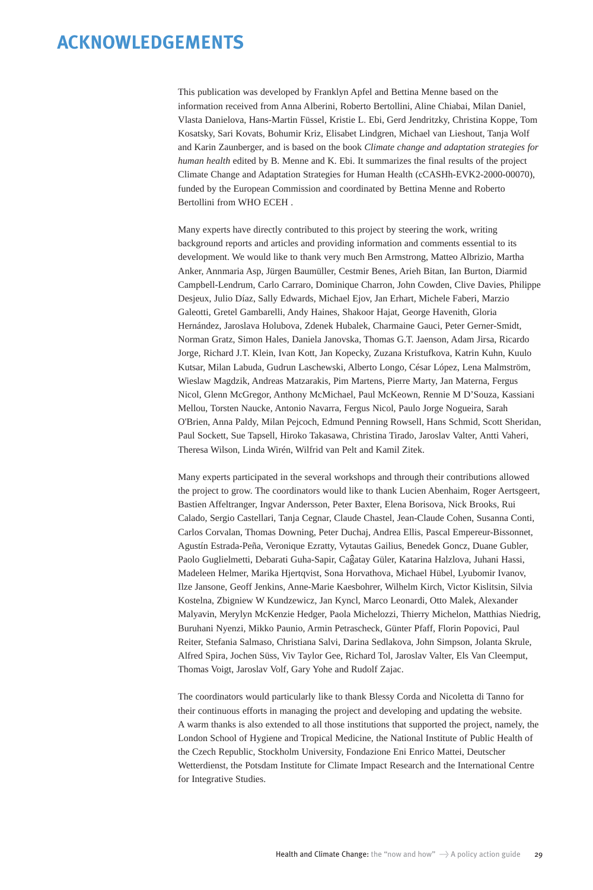# ACKNOWLEDGEMENTS

This publication was developed by Franklyn Apfel and Bettina Menne based on the information received from Anna Alberini, Roberto Bertollini, Aline Chiabai, Milan Daniel, Vlasta Danielova, Hans-Martin Füssel, Kristie L. Ebi, Gerd Jendritzky, Christina Koppe, Tom Kosatsky, Sari Kovats, Bohumir Kriz, Elisabet Lindgren, Michael van Lieshout, Tanja Wolf and Karin Zaunberger, and is based on the book *Climate change and adaptation strategies for human health* edited by B. Menne and K. Ebi. It summarizes the final results of the project Climate Change and Adaptation Strategies for Human Health (cCASHh-EVK2-2000-00070), funded by the European Commission and coordinated by Bettina Menne and Roberto Bertollini from WHO ECEH .

Many experts have directly contributed to this project by steering the work, writing background reports and articles and providing information and comments essential to its development. We would like to thank very much Ben Armstrong, Matteo Albrizio, Martha Anker, Annmaria Asp, Jürgen Baumüller, Cestmir Benes, Arieh Bitan, Ian Burton, Diarmid Campbell-Lendrum, Carlo Carraro, Dominique Charron, John Cowden, Clive Davies, Philippe Desjeux, Julio Díaz, Sally Edwards, Michael Ejov, Jan Erhart, Michele Faberi, Marzio Galeotti, Gretel Gambarelli, Andy Haines, Shakoor Hajat, George Havenith, Gloria Hernández, Jaroslava Holubova, Zdenek Hubalek, Charmaine Gauci, Peter Gerner-Smidt, Norman Gratz, Simon Hales, Daniela Janovska, Thomas G.T. Jaenson, Adam Jirsa, Ricardo Jorge, Richard J.T. Klein, Ivan Kott, Jan Kopecky, Zuzana Kristufkova, Katrin Kuhn, Kuulo Kutsar, Milan Labuda, Gudrun Laschewski, Alberto Longo, César López, Lena Malmström, Wieslaw Magdzik, Andreas Matzarakis, Pim Martens, Pierre Marty, Jan Materna, Fergus Nicol, Glenn McGregor, Anthony McMichael, Paul McKeown, Rennie M D'Souza, Kassiani Mellou, Torsten Naucke, Antonio Navarra, Fergus Nicol, Paulo Jorge Nogueira, Sarah O'Brien, Anna Paldy, Milan Pejcoch, Edmund Penning Rowsell, Hans Schmid, Scott Sheridan, Paul Sockett, Sue Tapsell, Hiroko Takasawa, Christina Tirado, Jaroslav Valter, Antti Vaheri, Theresa Wilson, Linda Wirén, Wilfrid van Pelt and Kamil Zitek.

Many experts participated in the several workshops and through their contributions allowed the project to grow. The coordinators would like to thank Lucien Abenhaim, Roger Aertsgeert, Bastien Affeltranger, Ingvar Andersson, Peter Baxter, Elena Borisova, Nick Brooks, Rui Calado, Sergio Castellari, Tanja Cegnar, Claude Chastel, Jean-Claude Cohen, Susanna Conti, Carlos Corvalan, Thomas Downing, Peter Duchaj, Andrea Ellis, Pascal Empereur-Bissonnet, Agustín Estrada-Peña, Veronique Ezratty, Vytautas Gailius, Benedek Goncz, Duane Gubler, Paolo Guglielmetti, Debarati Guha-Sapir, Caĝatay Güler, Katarina Halzlova, Juhani Hassi, Madeleen Helmer, Marika Hjertqvist, Sona Horvathova, Michael Hübel, Lyubomir Ivanov, Ilze Jansone, Geoff Jenkins, Anne-Marie Kaesbohrer, Wilhelm Kirch, Victor Kislitsin, Silvia Kostelna, Zbigniew W Kundzewicz, Jan Kyncl, Marco Leonardi, Otto Malek, Alexander Malyavin, Merylyn McKenzie Hedger, Paola Michelozzi, Thierry Michelon, Matthias Niedrig, Buruhani Nyenzi, Mikko Paunio, Armin Petrascheck, Günter Pfaff, Florin Popovici, Paul Reiter, Stefania Salmaso, Christiana Salvi, Darina Sedlakova, John Simpson, Jolanta Skrule, Alfred Spira, Jochen Süss, Viv Taylor Gee, Richard Tol, Jaroslav Valter, Els Van Cleemput, Thomas Voigt, Jaroslav Volf, Gary Yohe and Rudolf Zajac.

The coordinators would particularly like to thank Blessy Corda and Nicoletta di Tanno for their continuous efforts in managing the project and developing and updating the website. A warm thanks is also extended to all those institutions that supported the project, namely, the London School of Hygiene and Tropical Medicine, the National Institute of Public Health of the Czech Republic, Stockholm University, Fondazione Eni Enrico Mattei, Deutscher Wetterdienst, the Potsdam Institute for Climate Impact Research and the International Centre for Integrative Studies.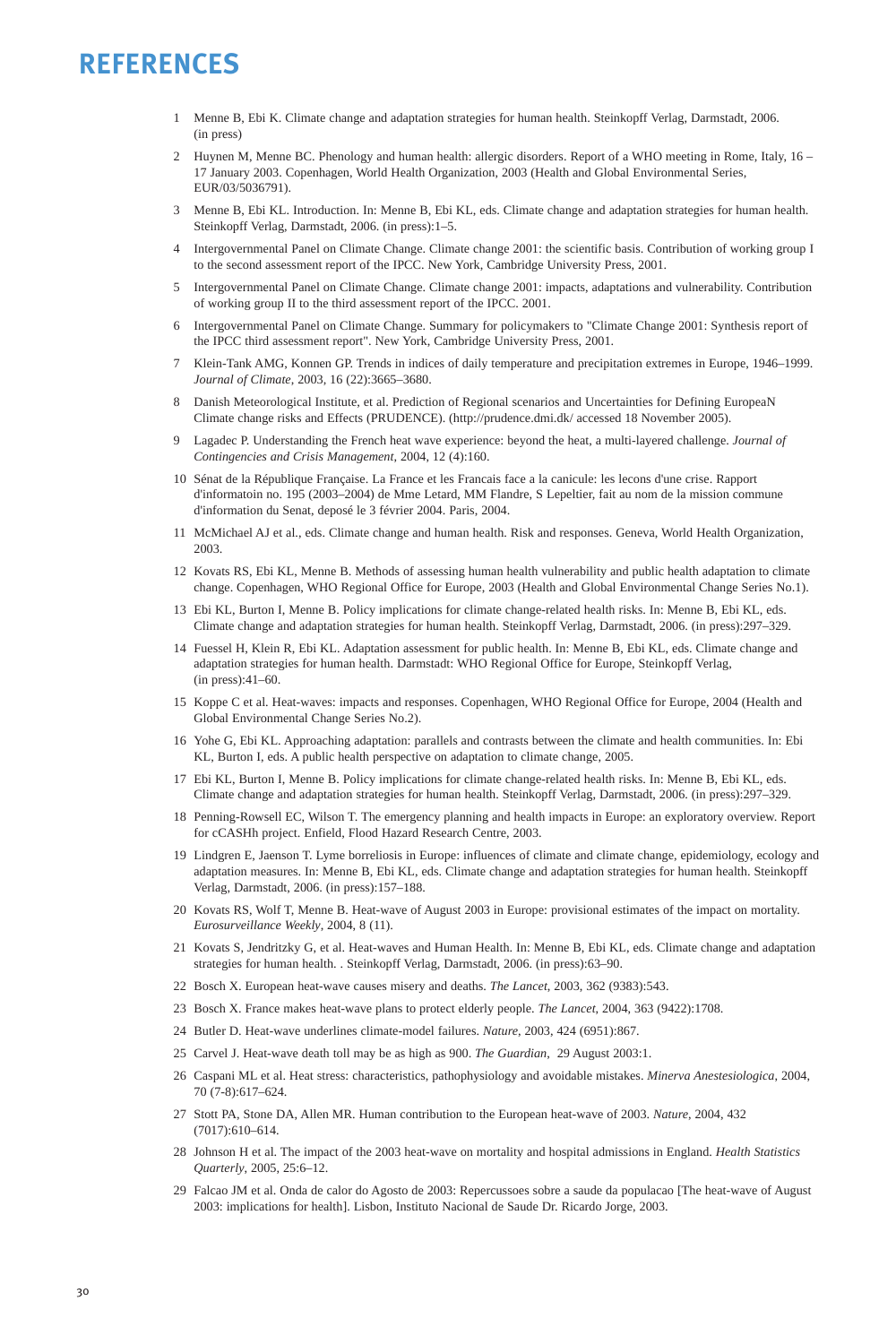# REFERENCES

1. Menne B, Ebi K. Climate change and adaptation strategies for human health. Steinkopff Verlag, Darmstadt, 2006. (in press)
2. Huynen M, Menne BC. Phenology and human health: allergic disorders. Report of a WHO meeting in Rome, Italy, 16 – 17 January 2003. Copenhagen, World Health Organization, 2003 (Health and Global Environmental Series, EUR/03/5036791).
3. Menne B, Ebi KL. Introduction. In: Menne B, Ebi KL, eds. Climate change and adaptation strategies for human health. Steinkopff Verlag, Darmstadt, 2006. (in press):1–5.
4. Intergovernmental Panel on Climate Change. Climate change 2001: the scientific basis. Contribution of working group I to the second assessment report of the IPCC. New York, Cambridge University Press, 2001.
5. Intergovernmental Panel on Climate Change. Climate change 2001: impacts, adaptations and vulnerability. Contribution of working group II to the third assessment report of the IPCC. 2001.
6. Intergovernmental Panel on Climate Change. Summary for policymakers to "Climate Change 2001: Synthesis report of the IPCC third assessment report". New York, Cambridge University Press, 2001.
7. Klein-Tank AMG, Konnen GP. Trends in indices of daily temperature and precipitation extremes in Europe, 1946–1999. *Journal of Climate*, 2003, 16 (22):3665–3680.
8. Danish Meteorological Institute, et al. Prediction of Regional scenarios and Uncertainties for Defining EuropeaN Climate change risks and Effects (PRUDENCE). (http://prudence.dmi.dk/ accessed 18 November 2005).
9. Lagadec P. Understanding the French heat wave experience: beyond the heat, a multi-layered challenge. *Journal of Contingencies and Crisis Management*, 2004, 12 (4):160.
10. Sénat de la République Française. La France et les Francais face a la canicule: les lecons d'une crise. Rapport d'informatoin no. 195 (2003–2004) de Mme Letard, MM Flandre, S Lepeltier, fait au nom de la mission commune d'information du Senat, deposé le 3 février 2004. Paris, 2004.
11. McMichael AJ et al., eds. Climate change and human health. Risk and responses. Geneva, World Health Organization, 2003.
12. Kovats RS, Ebi KL, Menne B. Methods of assessing human health vulnerability and public health adaptation to climate change. Copenhagen, WHO Regional Office for Europe, 2003 (Health and Global Environmental Change Series No.1).
13. Ebi KL, Burton I, Menne B. Policy implications for climate change-related health risks. In: Menne B, Ebi KL, eds. Climate change and adaptation strategies for human health. Steinkopff Verlag, Darmstadt, 2006. (in press):297–329.
14. Fuessel H, Klein R, Ebi KL. Adaptation assessment for public health. In: Menne B, Ebi KL, eds. Climate change and adaptation strategies for human health. Darmstadt: WHO Regional Office for Europe, Steinkopff Verlag, (in press):41–60.
15. Koppe C et al. Heat-waves: impacts and responses. Copenhagen, WHO Regional Office for Europe, 2004 (Health and Global Environmental Change Series No.2).
16. Yohe G, Ebi KL. Approaching adaptation: parallels and contrasts between the climate and health communities. In: Ebi KL, Burton I, eds. A public health perspective on adaptation to climate change, 2005.
17. Ebi KL, Burton I, Menne B. Policy implications for climate change-related health risks. In: Menne B, Ebi KL, eds. Climate change and adaptation strategies for human health. Steinkopff Verlag, Darmstadt, 2006. (in press):297–329.
18. Penning-Rowsell EC, Wilson T. The emergency planning and health impacts in Europe: an exploratory overview. Report for cCASHh project. Enfield, Flood Hazard Research Centre, 2003.
19. Lindgren E, Jaenson T. Lyme borreliosis in Europe: influences of climate and climate change, epidemiology, ecology and adaptation measures. In: Menne B, Ebi KL, eds. Climate change and adaptation strategies for human health. Steinkopff Verlag, Darmstadt, 2006. (in press):157–188.
20. Kovats RS, Wolf T, Menne B. Heat-wave of August 2003 in Europe: provisional estimates of the impact on mortality. *Eurosurveillance Weekly*, 2004, 8 (11).
21. Kovats S, Jendritzky G, et al. Heat-waves and Human Health. In: Menne B, Ebi KL, eds. Climate change and adaptation strategies for human health. . Steinkopff Verlag, Darmstadt, 2006. (in press):63–90.
22. Bosch X. European heat-wave causes misery and deaths. *The Lancet*, 2003, 362 (9383):543.
23. Bosch X. France makes heat-wave plans to protect elderly people. *The Lancet*, 2004, 363 (9422):1708.
24. Butler D. Heat-wave underlines climate-model failures. *Nature*, 2003, 424 (6951):867.
25. Carvel J. Heat-wave death toll may be as high as 900. *The Guardian*, 29 August 2003:1.
26. Caspani ML et al. Heat stress: characteristics, pathophysiology and avoidable mistakes. *Minerva Anestesiologica*, 2004, 70 (7-8):617–624.
27. Stott PA, Stone DA, Allen MR. Human contribution to the European heat-wave of 2003. *Nature*, 2004, 432 (7017):610–614.
28. Johnson H et al. The impact of the 2003 heat-wave on mortality and hospital admissions in England. *Health Statistics Quarterly*, 2005, 25:6–12.
29. Falcao JM et al. Onda de calor do Agosto de 2003: Repercussoes sobre a saude da populacao [The heat-wave of August 2003: implications for health]. Lisbon, Instituto Nacional de Saude Dr. Ricardo Jorge, 2003.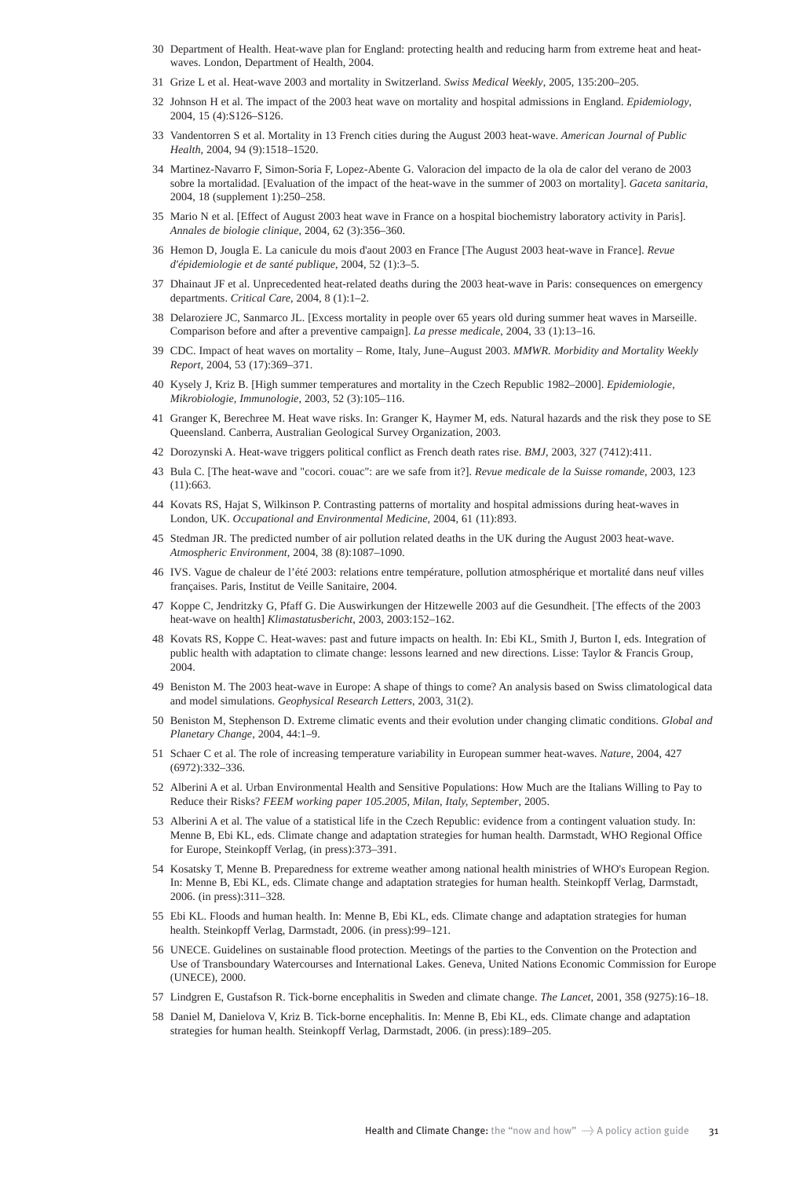30 Department of Health. Heat-wave plan for England: protecting health and reducing harm from extreme heat and heat-waves. London, Department of Health, 2004.

31 Grize L et al. Heat-wave 2003 and mortality in Switzerland. *Swiss Medical Weekly*, 2005, 135:200–205.

32 Johnson H et al. The impact of the 2003 heat wave on mortality and hospital admissions in England. *Epidemiology*, 2004, 15 (4):S126–S126.

33 Vandentorren S et al. Mortality in 13 French cities during the August 2003 heat-wave. *American Journal of Public Health*, 2004, 94 (9):1518–1520.

34 Martinez-Navarro F, Simon-Soria F, Lopez-Abente G. Valoracion del impacto de la ola de calor del verano de 2003 sobre la mortalidad. [Evaluation of the impact of the heat-wave in the summer of 2003 on mortality]. *Gaceta sanitaria*, 2004, 18 (supplement 1):250–258.

35 Mario N et al. [Effect of August 2003 heat wave in France on a hospital biochemistry laboratory activity in Paris]. *Annales de biologie clinique*, 2004, 62 (3):356–360.

36 Hemon D, Jougla E. La canicule du mois d'aout 2003 en France [The August 2003 heat-wave in France]. *Revue d'épidemiologie et de santé publique*, 2004, 52 (1):3–5.

37 Dhainaut JF et al. Unprecedented heat-related deaths during the 2003 heat-wave in Paris: consequences on emergency departments. *Critical Care*, 2004, 8 (1):1–2.

38 Delaroziere JC, Sanmarco JL. [Excess mortality in people over 65 years old during summer heat waves in Marseille. Comparison before and after a preventive campaign]. *La presse medicale*, 2004, 33 (1):13–16.

39 CDC. Impact of heat waves on mortality – Rome, Italy, June–August 2003. *MMWR. Morbidity and Mortality Weekly Report*, 2004, 53 (17):369–371.

40 Kysely J, Kriz B. [High summer temperatures and mortality in the Czech Republic 1982–2000]. *Epidemiologie, Mikrobiologie, Immunologie*, 2003, 52 (3):105–116.

41 Granger K, Berechree M. Heat wave risks. In: Granger K, Haymer M, eds. Natural hazards and the risk they pose to SE Queensland. Canberra, Australian Geological Survey Organization, 2003.

42 Dorozynski A. Heat-wave triggers political conflict as French death rates rise. *BMJ*, 2003, 327 (7412):411.

43 Bula C. [The heat-wave and "cocori. couac": are we safe from it?]. *Revue medicale de la Suisse romande*, 2003, 123 (11):663.

44 Kovats RS, Hajat S, Wilkinson P. Contrasting patterns of mortality and hospital admissions during heat-waves in London, UK. *Occupational and Environmental Medicine*, 2004, 61 (11):893.

45 Stedman JR. The predicted number of air pollution related deaths in the UK during the August 2003 heat-wave. *Atmospheric Environment*, 2004, 38 (8):1087–1090.

46 IVS. Vague de chaleur de l'été 2003: relations entre température, pollution atmosphérique et mortalité dans neuf villes françaises. Paris, Institut de Veille Sanitaire, 2004.

47 Koppe C, Jendritzky G, Pfaff G. Die Auswirkungen der Hitzewelle 2003 auf die Gesundheit. [The effects of the 2003 heat-wave on health] *Klimastatusbericht*, 2003, 2003:152–162.

48 Kovats RS, Koppe C. Heat-waves: past and future impacts on health. In: Ebi KL, Smith J, Burton I, eds. Integration of public health with adaptation to climate change: lessons learned and new directions. Lisse: Taylor & Francis Group, 2004.

49 Beniston M. The 2003 heat-wave in Europe: A shape of things to come? An analysis based on Swiss climatological data and model simulations. *Geophysical Research Letters*, 2003, 31(2).

50 Beniston M, Stephenson D. Extreme climatic events and their evolution under changing climatic conditions. *Global and Planetary Change*, 2004, 44:1–9.

51 Schaer C et al. The role of increasing temperature variability in European summer heat-waves. *Nature*, 2004, 427 (6972):332–336.

52 Alberini A et al. Urban Environmental Health and Sensitive Populations: How Much are the Italians Willing to Pay to Reduce their Risks? *FEEM working paper 105.2005, Milan, Italy, September*, 2005.

53 Alberini A et al. The value of a statistical life in the Czech Republic: evidence from a contingent valuation study. In: Menne B, Ebi KL, eds. Climate change and adaptation strategies for human health. Darmstadt, WHO Regional Office for Europe, Steinkopff Verlag, (in press):373–391.

54 Kosatsky T, Menne B. Preparedness for extreme weather among national health ministries of WHO's European Region. In: Menne B, Ebi KL, eds. Climate change and adaptation strategies for human health. Steinkopff Verlag, Darmstadt, 2006. (in press):311–328.

55 Ebi KL. Floods and human health. In: Menne B, Ebi KL, eds. Climate change and adaptation strategies for human health. Steinkopff Verlag, Darmstadt, 2006. (in press):99–121.

56 UNECE. Guidelines on sustainable flood protection. Meetings of the parties to the Convention on the Protection and Use of Transboundary Watercourses and International Lakes. Geneva, United Nations Economic Commission for Europe (UNECE), 2000.

57 Lindgren E, Gustafson R. Tick-borne encephalitis in Sweden and climate change. *The Lancet*, 2001, 358 (9275):16–18.

58 Daniel M, Danielova V, Kriz B. Tick-borne encephalitis. In: Menne B, Ebi KL, eds. Climate change and adaptation strategies for human health. Steinkopff Verlag, Darmstadt, 2006. (in press):189–205.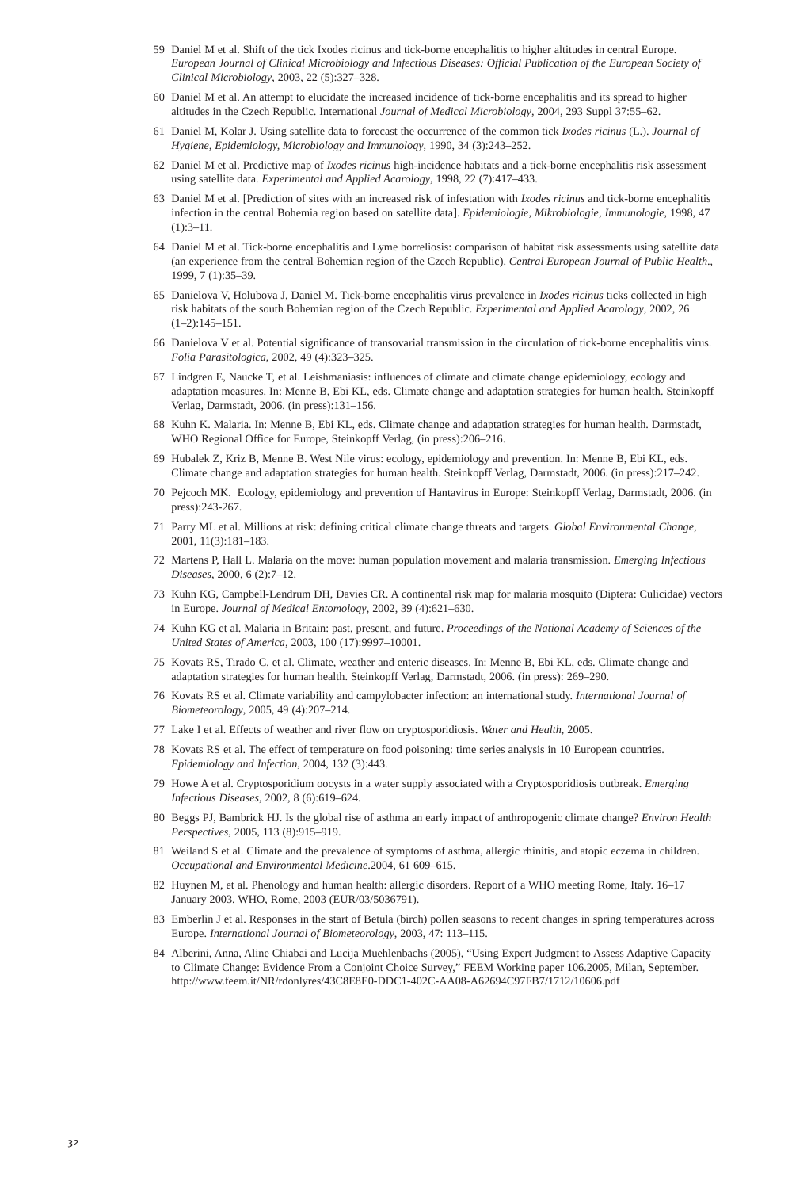59 Daniel M et al. Shift of the tick Ixodes ricinus and tick-borne encephalitis to higher altitudes in central Europe. *European Journal of Clinical Microbiology and Infectious Diseases: Official Publication of the European Society of Clinical Microbiology*, 2003, 22 (5):327–328.

60 Daniel M et al. An attempt to elucidate the increased incidence of tick-borne encephalitis and its spread to higher altitudes in the Czech Republic. International *Journal of Medical Microbiology*, 2004, 293 Suppl 37:55–62.

61 Daniel M, Kolar J. Using satellite data to forecast the occurrence of the common tick *Ixodes ricinus* (L.). *Journal of Hygiene, Epidemiology, Microbiology and Immunology*, 1990, 34 (3):243–252.

62 Daniel M et al. Predictive map of *Ixodes ricinus* high-incidence habitats and a tick-borne encephalitis risk assessment using satellite data. *Experimental and Applied Acarology*, 1998, 22 (7):417–433.

63 Daniel M et al. [Prediction of sites with an increased risk of infestation with *Ixodes ricinus* and tick-borne encephalitis infection in the central Bohemia region based on satellite data]. *Epidemiologie, Mikrobiologie, Immunologie*, 1998, 47 (1):3–11.

64 Daniel M et al. Tick-borne encephalitis and Lyme borreliosis: comparison of habitat risk assessments using satellite data (an experience from the central Bohemian region of the Czech Republic). *Central European Journal of Public Health*., 1999, 7 (1):35–39.

65 Danielova V, Holubova J, Daniel M. Tick-borne encephalitis virus prevalence in *Ixodes ricinus* ticks collected in high risk habitats of the south Bohemian region of the Czech Republic. *Experimental and Applied Acarology*, 2002, 26 (1–2):145–151.

66 Danielova V et al. Potential significance of transovarial transmission in the circulation of tick-borne encephalitis virus. *Folia Parasitologica*, 2002, 49 (4):323–325.

67 Lindgren E, Naucke T, et al. Leishmaniasis: influences of climate and climate change epidemiology, ecology and adaptation measures. In: Menne B, Ebi KL, eds. Climate change and adaptation strategies for human health. Steinkopff Verlag, Darmstadt, 2006. (in press):131–156.

68 Kuhn K. Malaria. In: Menne B, Ebi KL, eds. Climate change and adaptation strategies for human health. Darmstadt, WHO Regional Office for Europe, Steinkopff Verlag, (in press):206–216.

69 Hubalek Z, Kriz B, Menne B. West Nile virus: ecology, epidemiology and prevention. In: Menne B, Ebi KL, eds. Climate change and adaptation strategies for human health. Steinkopff Verlag, Darmstadt, 2006. (in press):217–242.

70 Pejcoch MK. Ecology, epidemiology and prevention of Hantavirus in Europe: Steinkopff Verlag, Darmstadt, 2006. (in press):243-267.

71 Parry ML et al. Millions at risk: defining critical climate change threats and targets. *Global Environmental Change*, 2001, 11(3):181–183.

72 Martens P, Hall L. Malaria on the move: human population movement and malaria transmission. *Emerging Infectious Diseases*, 2000, 6 (2):7–12.

73 Kuhn KG, Campbell-Lendrum DH, Davies CR. A continental risk map for malaria mosquito (Diptera: Culicidae) vectors in Europe. *Journal of Medical Entomology*, 2002, 39 (4):621–630.

74 Kuhn KG et al. Malaria in Britain: past, present, and future. *Proceedings of the National Academy of Sciences of the United States of America*, 2003, 100 (17):9997–10001.

75 Kovats RS, Tirado C, et al. Climate, weather and enteric diseases. In: Menne B, Ebi KL, eds. Climate change and adaptation strategies for human health. Steinkopff Verlag, Darmstadt, 2006. (in press): 269–290.

76 Kovats RS et al. Climate variability and campylobacter infection: an international study. *International Journal of Biometeorology*, 2005, 49 (4):207–214.

77 Lake I et al. Effects of weather and river flow on cryptosporidiosis. *Water and Health*, 2005.

78 Kovats RS et al. The effect of temperature on food poisoning: time series analysis in 10 European countries. *Epidemiology and Infection*, 2004, 132 (3):443.

79 Howe A et al. Cryptosporidium oocysts in a water supply associated with a Cryptosporidiosis outbreak. *Emerging Infectious Diseases*, 2002, 8 (6):619–624.

80 Beggs PJ, Bambrick HJ. Is the global rise of asthma an early impact of anthropogenic climate change? *Environ Health Perspectives*, 2005, 113 (8):915–919.

81 Weiland S et al. Climate and the prevalence of symptoms of asthma, allergic rhinitis, and atopic eczema in children. *Occupational and Environmental Medicine*.2004, 61 609–615.

82 Huynen M, et al. Phenology and human health: allergic disorders. Report of a WHO meeting Rome, Italy. 16–17 January 2003. WHO, Rome, 2003 (EUR/03/5036791).

83 Emberlin J et al. Responses in the start of Betula (birch) pollen seasons to recent changes in spring temperatures across Europe. *International Journal of Biometeorology*, 2003, 47: 113–115.

84 Alberini, Anna, Aline Chiabai and Lucija Muehlenbachs (2005), "Using Expert Judgment to Assess Adaptive Capacity to Climate Change: Evidence From a Conjoint Choice Survey," FEEM Working paper 106.2005, Milan, September. http://www.feem.it/NR/rdonlyres/43C8E8E0-DDC1-402C-AA08-A62694C97FB7/1712/10606.pdf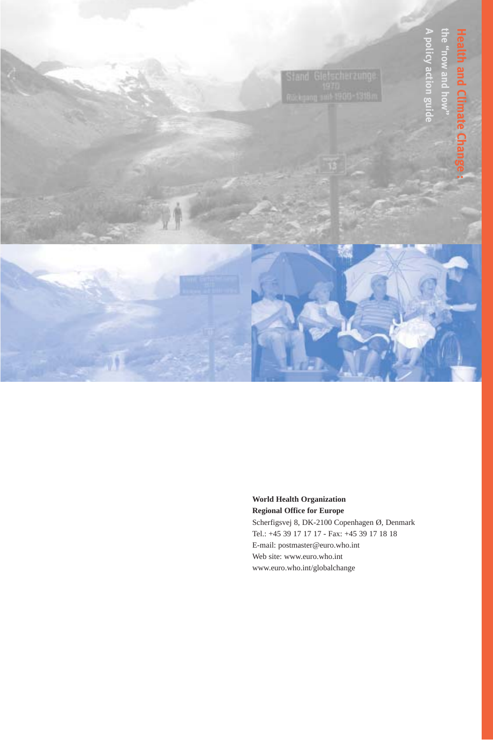Health and Climate Change :

the "now and how"

A policy action guide

**World Health Organization**
**Regional Office for Europe**
Scherfigsvej 8, DK-2100 Copenhagen Ø, Denmark
Tel.: +45 39 17 17 17 - Fax: +45 39 17 18 18
E-mail: postmaster@euro.who.int
Web site: www.euro.who.int
www.euro.who.int/globalchange